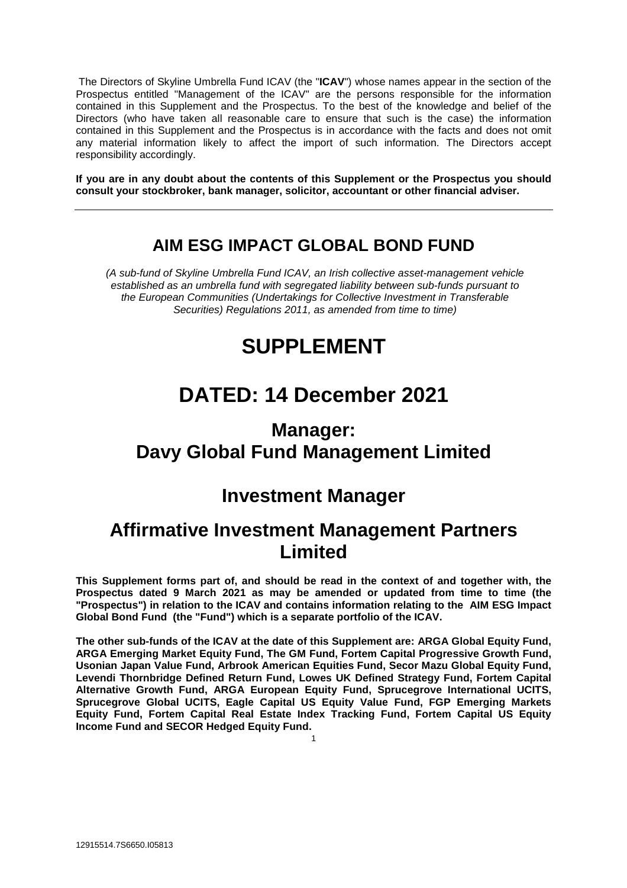The Directors of Skyline Umbrella Fund ICAV (the "**ICAV**") whose names appear in the section of the Prospectus entitled "Management of the ICAV" are the persons responsible for the information contained in this Supplement and the Prospectus. To the best of the knowledge and belief of the Directors (who have taken all reasonable care to ensure that such is the case) the information contained in this Supplement and the Prospectus is in accordance with the facts and does not omit any material information likely to affect the import of such information. The Directors accept responsibility accordingly.

**If you are in any doubt about the contents of this Supplement or the Prospectus you should consult your stockbroker, bank manager, solicitor, accountant or other financial adviser.**

---

## AIM ESG IMPACT GLOBAL BOND FUND

*(A sub-fund of Skyline Umbrella Fund ICAV, an Irish collective asset-management vehicle established as an umbrella fund with segregated liability between sub-funds pursuant to the European Communities (Undertakings for Collective Investment in Transferable Securities) Regulations 2011, as amended from time to time)*

# SUPPLEMENT

# DATED: 14 December 2021

## Manager:
## Davy Global Fund Management Limited

## Investment Manager

## Affirmative Investment Management Partners Limited

**This Supplement forms part of, and should be read in the context of and together with, the Prospectus dated 9 March 2021 as may be amended or updated from time to time (the "Prospectus") in relation to the ICAV and contains information relating to the AIM ESG Impact Global Bond Fund (the "Fund") which is a separate portfolio of the ICAV.**

**The other sub-funds of the ICAV at the date of this Supplement are: ARGA Global Equity Fund, ARGA Emerging Market Equity Fund, The GM Fund, Fortem Capital Progressive Growth Fund, Usonian Japan Value Fund, Arbrook American Equities Fund, Secor Mazu Global Equity Fund, Levendi Thornbridge Defined Return Fund, Lowes UK Defined Strategy Fund, Fortem Capital Alternative Growth Fund, ARGA European Equity Fund, Sprucegrove International UCITS, Sprucegrove Global UCITS, Eagle Capital US Equity Value Fund, FGP Emerging Markets Equity Fund, Fortem Capital Real Estate Index Tracking Fund, Fortem Capital US Equity Income Fund and SECOR Hedged Equity Fund.**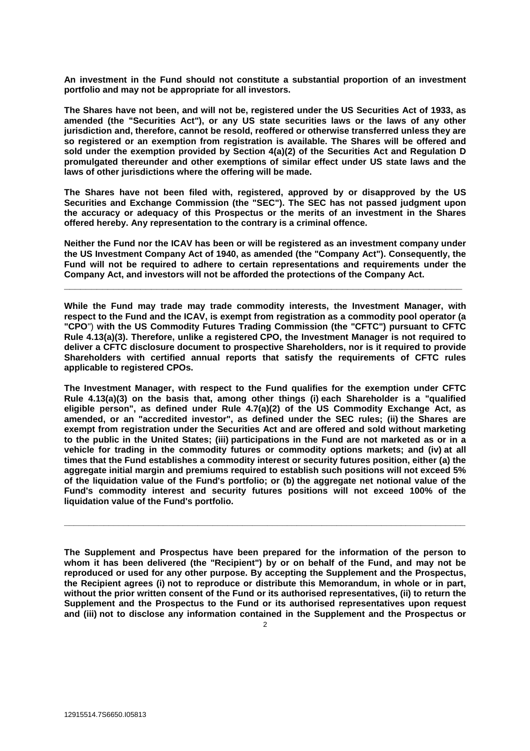**An investment in the Fund should not constitute a substantial proportion of an investment portfolio and may not be appropriate for all investors.**

**The Shares have not been, and will not be, registered under the US Securities Act of 1933, as amended (the "Securities Act"), or any US state securities laws or the laws of any other jurisdiction and, therefore, cannot be resold, reoffered or otherwise transferred unless they are so registered or an exemption from registration is available. The Shares will be offered and sold under the exemption provided by Section 4(a)(2) of the Securities Act and Regulation D promulgated thereunder and other exemptions of similar effect under US state laws and the laws of other jurisdictions where the offering will be made.**

**The Shares have not been filed with, registered, approved by or disapproved by the US Securities and Exchange Commission (the "SEC"). The SEC has not passed judgment upon the accuracy or adequacy of this Prospectus or the merits of an investment in the Shares offered hereby. Any representation to the contrary is a criminal offence.**

**Neither the Fund nor the ICAV has been or will be registered as an investment company under the US Investment Company Act of 1940, as amended (the "Company Act"). Consequently, the Fund will not be required to adhere to certain representations and requirements under the Company Act, and investors will not be afforded the protections of the Company Act.**

---

**While the Fund may trade may trade commodity interests, the Investment Manager, with respect to the Fund and the ICAV, is exempt from registration as a commodity pool operator (a "CPO") with the US Commodity Futures Trading Commission (the "CFTC") pursuant to CFTC Rule 4.13(a)(3). Therefore, unlike a registered CPO, the Investment Manager is not required to deliver a CFTC disclosure document to prospective Shareholders, nor is it required to provide Shareholders with certified annual reports that satisfy the requirements of CFTC rules applicable to registered CPOs.**

**The Investment Manager, with respect to the Fund qualifies for the exemption under CFTC Rule 4.13(a)(3) on the basis that, among other things (i) each Shareholder is a "qualified eligible person", as defined under Rule 4.7(a)(2) of the US Commodity Exchange Act, as amended, or an "accredited investor", as defined under the SEC rules; (ii) the Shares are exempt from registration under the Securities Act and are offered and sold without marketing to the public in the United States; (iii) participations in the Fund are not marketed as or in a vehicle for trading in the commodity futures or commodity options markets; and (iv) at all times that the Fund establishes a commodity interest or security futures position, either (a) the aggregate initial margin and premiums required to establish such positions will not exceed 5% of the liquidation value of the Fund's portfolio; or (b) the aggregate net notional value of the Fund's commodity interest and security futures positions will not exceed 100% of the liquidation value of the Fund's portfolio.**

---

**The Supplement and Prospectus have been prepared for the information of the person to whom it has been delivered (the "Recipient") by or on behalf of the Fund, and may not be reproduced or used for any other purpose. By accepting the Supplement and the Prospectus, the Recipient agrees (i) not to reproduce or distribute this Memorandum, in whole or in part, without the prior written consent of the Fund or its authorised representatives, (ii) to return the Supplement and the Prospectus to the Fund or its authorised representatives upon request and (iii) not to disclose any information contained in the Supplement and the Prospectus or**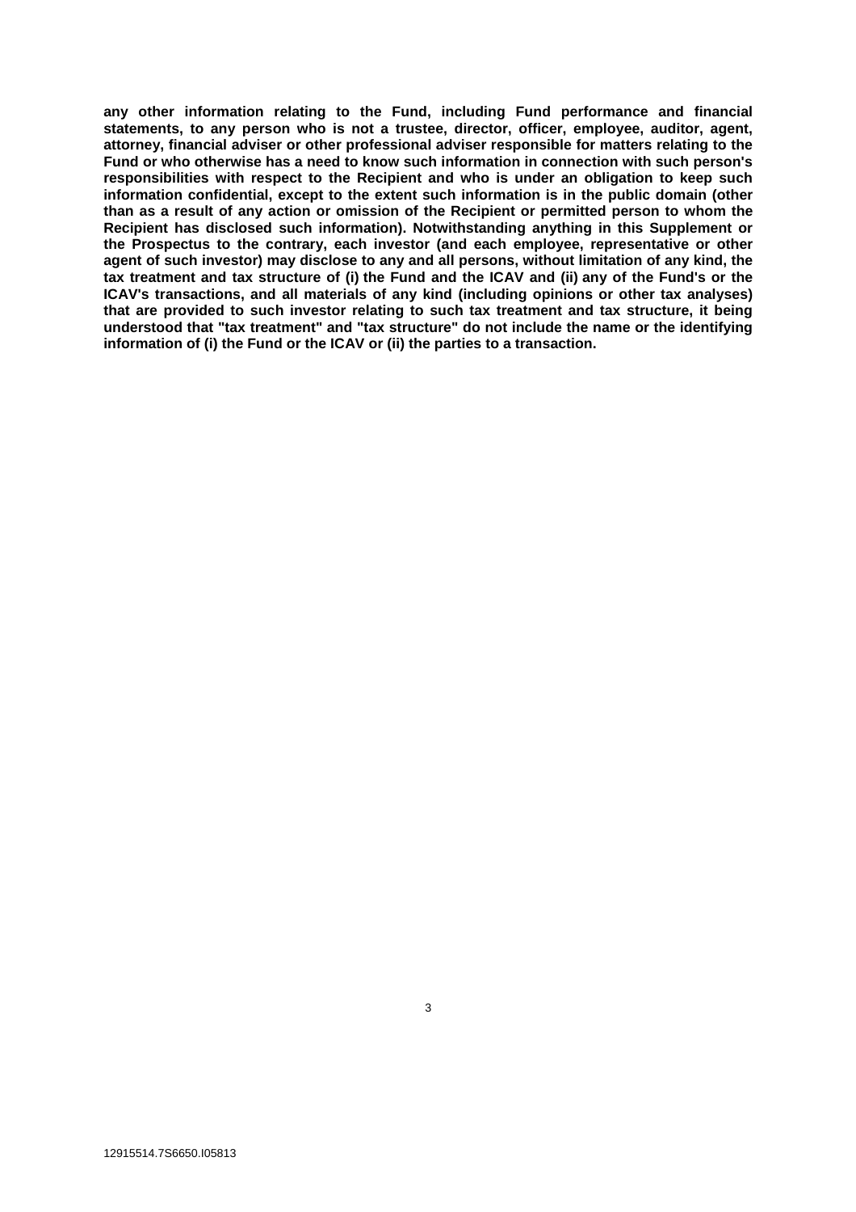**any other information relating to the Fund, including Fund performance and financial statements, to any person who is not a trustee, director, officer, employee, auditor, agent, attorney, financial adviser or other professional adviser responsible for matters relating to the Fund or who otherwise has a need to know such information in connection with such person's responsibilities with respect to the Recipient and who is under an obligation to keep such information confidential, except to the extent such information is in the public domain (other than as a result of any action or omission of the Recipient or permitted person to whom the Recipient has disclosed such information). Notwithstanding anything in this Supplement or the Prospectus to the contrary, each investor (and each employee, representative or other agent of such investor) may disclose to any and all persons, without limitation of any kind, the tax treatment and tax structure of (i) the Fund and the ICAV and (ii) any of the Fund's or the ICAV's transactions, and all materials of any kind (including opinions or other tax analyses) that are provided to such investor relating to such tax treatment and tax structure, it being understood that "tax treatment" and "tax structure" do not include the name or the identifying information of (i) the Fund or the ICAV or (ii) the parties to a transaction.**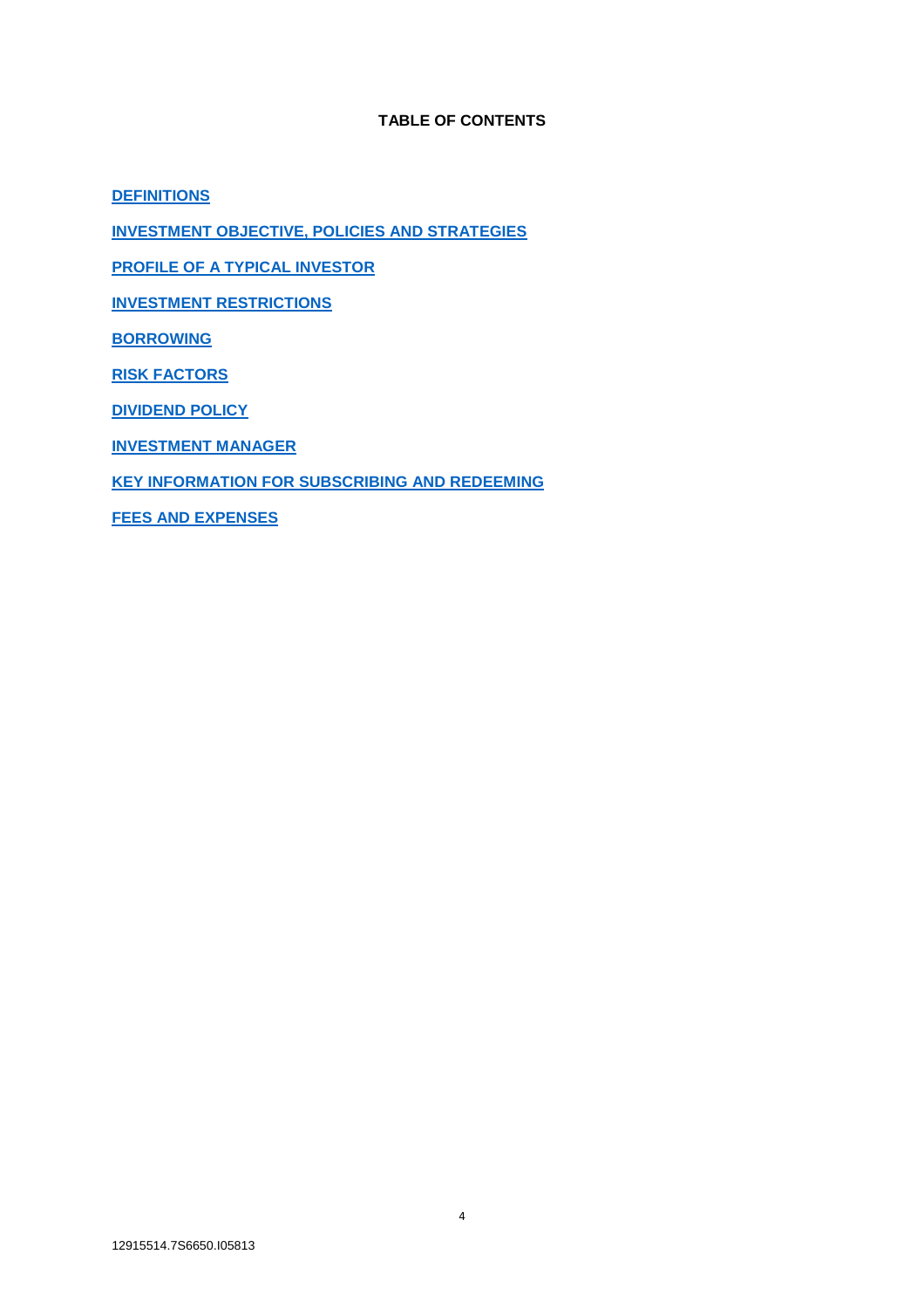**TABLE OF CONTENTS**

**DEFINITIONS**

**INVESTMENT OBJECTIVE, POLICIES AND STRATEGIES**

**PROFILE OF A TYPICAL INVESTOR**

**INVESTMENT RESTRICTIONS**

**BORROWING**

**RISK FACTORS**

**DIVIDEND POLICY**

**INVESTMENT MANAGER**

**KEY INFORMATION FOR SUBSCRIBING AND REDEEMING**

**FEES AND EXPENSES**

12915514.7S6650.I05813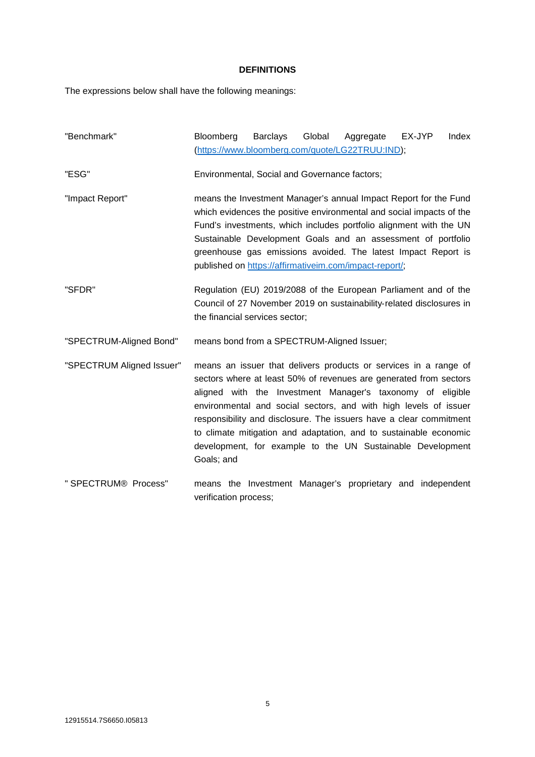**DEFINITIONS**

The expressions below shall have the following meanings:

| | |
|---|---|
| "Benchmark" | Bloomberg Barclays Global Aggregate EX-JYP Index (https://www.bloomberg.com/quote/LG22TRUU:IND); |
| "ESG" | Environmental, Social and Governance factors; |
| "Impact Report" | means the Investment Manager's annual Impact Report for the Fund which evidences the positive environmental and social impacts of the Fund's investments, which includes portfolio alignment with the UN Sustainable Development Goals and an assessment of portfolio greenhouse gas emissions avoided. The latest Impact Report is published on https://affirmativeim.com/impact-report/; |
| "SFDR" | Regulation (EU) 2019/2088 of the European Parliament and of the Council of 27 November 2019 on sustainability-related disclosures in the financial services sector; |
| "SPECTRUM-Aligned Bond" | means bond from a SPECTRUM-Aligned Issuer; |
| "SPECTRUM Aligned Issuer" | means an issuer that delivers products or services in a range of sectors where at least 50% of revenues are generated from sectors aligned with the Investment Manager's taxonomy of eligible environmental and social sectors, and with high levels of issuer responsibility and disclosure. The issuers have a clear commitment to climate mitigation and adaptation, and to sustainable economic development, for example to the UN Sustainable Development Goals; and |
| " SPECTRUM® Process" | means the Investment Manager's proprietary and independent verification process; |

12915514.7S6650.I05813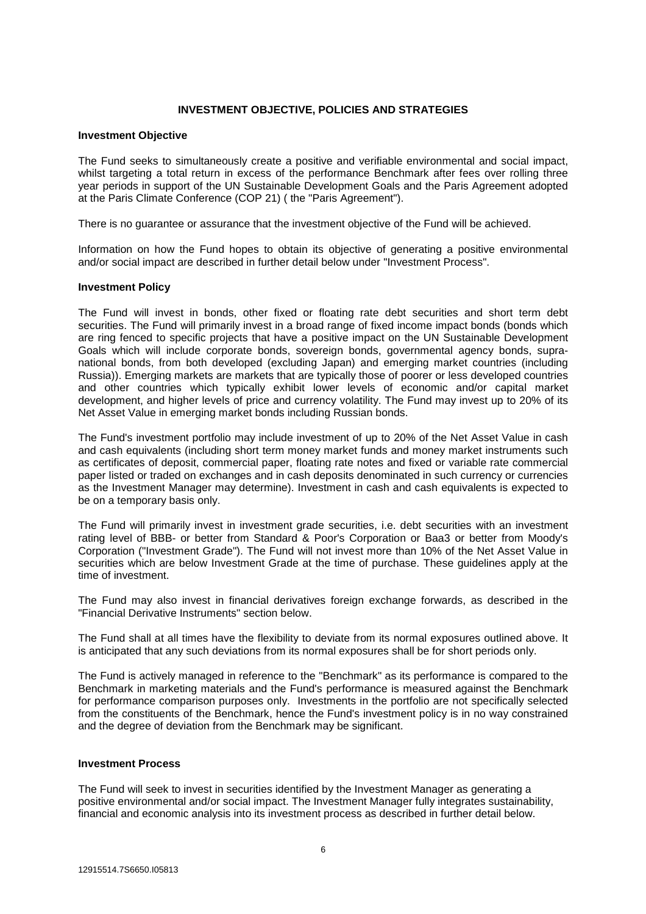## INVESTMENT OBJECTIVE, POLICIES AND STRATEGIES

### Investment Objective

The Fund seeks to simultaneously create a positive and verifiable environmental and social impact, whilst targeting a total return in excess of the performance Benchmark after fees over rolling three year periods in support of the UN Sustainable Development Goals and the Paris Agreement adopted at the Paris Climate Conference (COP 21) ( the "Paris Agreement").

There is no guarantee or assurance that the investment objective of the Fund will be achieved.

Information on how the Fund hopes to obtain its objective of generating a positive environmental and/or social impact are described in further detail below under "Investment Process".

### Investment Policy

The Fund will invest in bonds, other fixed or floating rate debt securities and short term debt securities. The Fund will primarily invest in a broad range of fixed income impact bonds (bonds which are ring fenced to specific projects that have a positive impact on the UN Sustainable Development Goals which will include corporate bonds, sovereign bonds, governmental agency bonds, supra-national bonds, from both developed (excluding Japan) and emerging market countries (including Russia)). Emerging markets are markets that are typically those of poorer or less developed countries and other countries which typically exhibit lower levels of economic and/or capital market development, and higher levels of price and currency volatility. The Fund may invest up to 20% of its Net Asset Value in emerging market bonds including Russian bonds.

The Fund's investment portfolio may include investment of up to 20% of the Net Asset Value in cash and cash equivalents (including short term money market funds and money market instruments such as certificates of deposit, commercial paper, floating rate notes and fixed or variable rate commercial paper listed or traded on exchanges and in cash deposits denominated in such currency or currencies as the Investment Manager may determine). Investment in cash and cash equivalents is expected to be on a temporary basis only.

The Fund will primarily invest in investment grade securities, i.e. debt securities with an investment rating level of BBB- or better from Standard & Poor's Corporation or Baa3 or better from Moody's Corporation ("Investment Grade"). The Fund will not invest more than 10% of the Net Asset Value in securities which are below Investment Grade at the time of purchase. These guidelines apply at the time of investment.

The Fund may also invest in financial derivatives foreign exchange forwards, as described in the "Financial Derivative Instruments" section below.

The Fund shall at all times have the flexibility to deviate from its normal exposures outlined above. It is anticipated that any such deviations from its normal exposures shall be for short periods only.

The Fund is actively managed in reference to the "Benchmark" as its performance is compared to the Benchmark in marketing materials and the Fund's performance is measured against the Benchmark for performance comparison purposes only. Investments in the portfolio are not specifically selected from the constituents of the Benchmark, hence the Fund's investment policy is in no way constrained and the degree of deviation from the Benchmark may be significant.

### Investment Process

The Fund will seek to invest in securities identified by the Investment Manager as generating a positive environmental and/or social impact. The Investment Manager fully integrates sustainability, financial and economic analysis into its investment process as described in further detail below.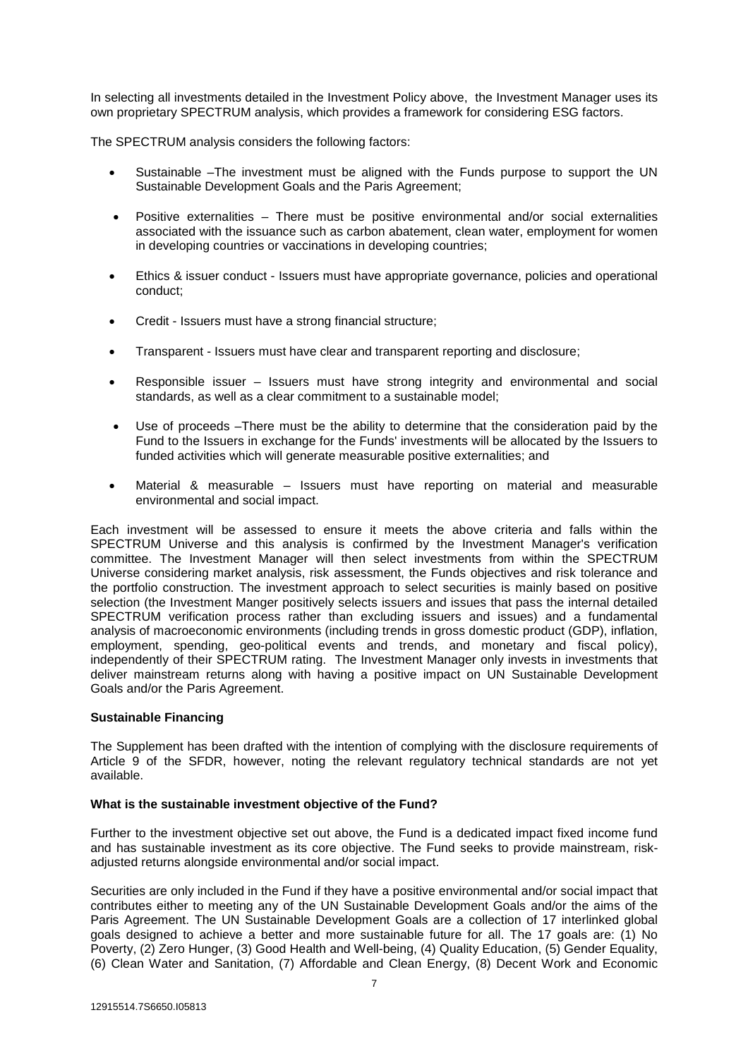In selecting all investments detailed in the Investment Policy above, the Investment Manager uses its own proprietary SPECTRUM analysis, which provides a framework for considering ESG factors.

The SPECTRUM analysis considers the following factors:

- Sustainable –The investment must be aligned with the Funds purpose to support the UN Sustainable Development Goals and the Paris Agreement;
- Positive externalities – There must be positive environmental and/or social externalities associated with the issuance such as carbon abatement, clean water, employment for women in developing countries or vaccinations in developing countries;
- Ethics & issuer conduct - Issuers must have appropriate governance, policies and operational conduct;
- Credit - Issuers must have a strong financial structure;
- Transparent - Issuers must have clear and transparent reporting and disclosure;
- Responsible issuer – Issuers must have strong integrity and environmental and social standards, as well as a clear commitment to a sustainable model;
- Use of proceeds –There must be the ability to determine that the consideration paid by the Fund to the Issuers in exchange for the Funds' investments will be allocated by the Issuers to funded activities which will generate measurable positive externalities; and
- Material & measurable – Issuers must have reporting on material and measurable environmental and social impact.

Each investment will be assessed to ensure it meets the above criteria and falls within the SPECTRUM Universe and this analysis is confirmed by the Investment Manager's verification committee. The Investment Manager will then select investments from within the SPECTRUM Universe considering market analysis, risk assessment, the Funds objectives and risk tolerance and the portfolio construction. The investment approach to select securities is mainly based on positive selection (the Investment Manger positively selects issuers and issues that pass the internal detailed SPECTRUM verification process rather than excluding issuers and issues) and a fundamental analysis of macroeconomic environments (including trends in gross domestic product (GDP), inflation, employment, spending, geo-political events and trends, and monetary and fiscal policy), independently of their SPECTRUM rating. The Investment Manager only invests in investments that deliver mainstream returns along with having a positive impact on UN Sustainable Development Goals and/or the Paris Agreement.

**Sustainable Financing**

The Supplement has been drafted with the intention of complying with the disclosure requirements of Article 9 of the SFDR, however, noting the relevant regulatory technical standards are not yet available.

**What is the sustainable investment objective of the Fund?**

Further to the investment objective set out above, the Fund is a dedicated impact fixed income fund and has sustainable investment as its core objective. The Fund seeks to provide mainstream, risk-adjusted returns alongside environmental and/or social impact.

Securities are only included in the Fund if they have a positive environmental and/or social impact that contributes either to meeting any of the UN Sustainable Development Goals and/or the aims of the Paris Agreement. The UN Sustainable Development Goals are a collection of 17 interlinked global goals designed to achieve a better and more sustainable future for all. The 17 goals are: (1) No Poverty, (2) Zero Hunger, (3) Good Health and Well-being, (4) Quality Education, (5) Gender Equality, (6) Clean Water and Sanitation, (7) Affordable and Clean Energy, (8) Decent Work and Economic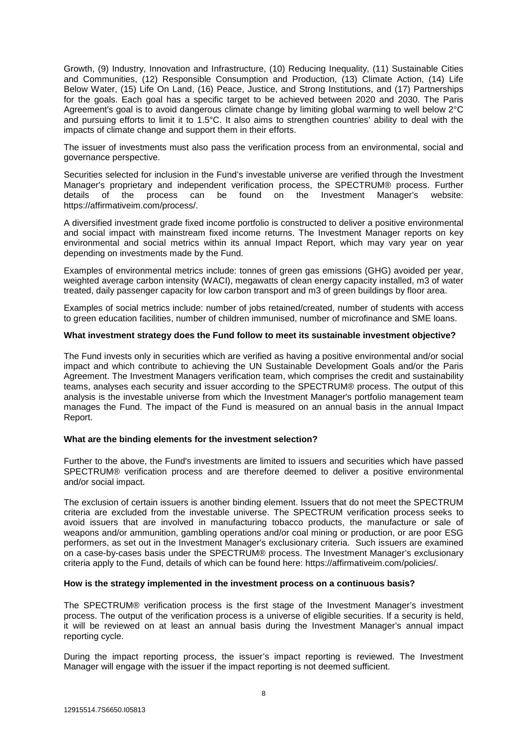Growth, (9) Industry, Innovation and Infrastructure, (10) Reducing Inequality, (11) Sustainable Cities and Communities, (12) Responsible Consumption and Production, (13) Climate Action, (14) Life Below Water, (15) Life On Land, (16) Peace, Justice, and Strong Institutions, and (17) Partnerships for the goals. Each goal has a specific target to be achieved between 2020 and 2030. The Paris Agreement's goal is to avoid dangerous climate change by limiting global warming to well below 2°C and pursuing efforts to limit it to 1.5°C. It also aims to strengthen countries' ability to deal with the impacts of climate change and support them in their efforts.

The issuer of investments must also pass the verification process from an environmental, social and governance perspective.

Securities selected for inclusion in the Fund's investable universe are verified through the Investment Manager's proprietary and independent verification process, the SPECTRUM® process. Further details of the process can be found on the Investment Manager's website: https://affirmativeim.com/process/.

A diversified investment grade fixed income portfolio is constructed to deliver a positive environmental and social impact with mainstream fixed income returns. The Investment Manager reports on key environmental and social metrics within its annual Impact Report, which may vary year on year depending on investments made by the Fund.

Examples of environmental metrics include: tonnes of green gas emissions (GHG) avoided per year, weighted average carbon intensity (WACI), megawatts of clean energy capacity installed, m3 of water treated, daily passenger capacity for low carbon transport and m3 of green buildings by floor area.

Examples of social metrics include: number of jobs retained/created, number of students with access to green education facilities, number of children immunised, number of microfinance and SME loans.

**What investment strategy does the Fund follow to meet its sustainable investment objective?**

The Fund invests only in securities which are verified as having a positive environmental and/or social impact and which contribute to achieving the UN Sustainable Development Goals and/or the Paris Agreement. The Investment Managers verification team, which comprises the credit and sustainability teams, analyses each security and issuer according to the SPECTRUM® process. The output of this analysis is the investable universe from which the Investment Manager's portfolio management team manages the Fund. The impact of the Fund is measured on an annual basis in the annual Impact Report.

**What are the binding elements for the investment selection?**

Further to the above, the Fund's investments are limited to issuers and securities which have passed SPECTRUM® verification process and are therefore deemed to deliver a positive environmental and/or social impact.

The exclusion of certain issuers is another binding element. Issuers that do not meet the SPECTRUM criteria are excluded from the investable universe. The SPECTRUM verification process seeks to avoid issuers that are involved in manufacturing tobacco products, the manufacture or sale of weapons and/or ammunition, gambling operations and/or coal mining or production, or are poor ESG performers, as set out in the Investment Manager's exclusionary criteria. Such issuers are examined on a case-by-cases basis under the SPECTRUM® process. The Investment Manager's exclusionary criteria apply to the Fund, details of which can be found here: https://affirmativeim.com/policies/.

**How is the strategy implemented in the investment process on a continuous basis?**

The SPECTRUM® verification process is the first stage of the Investment Manager's investment process. The output of the verification process is a universe of eligible securities. If a security is held, it will be reviewed on at least an annual basis during the Investment Manager's annual impact reporting cycle.

During the impact reporting process, the issuer's impact reporting is reviewed. The Investment Manager will engage with the issuer if the impact reporting is not deemed sufficient.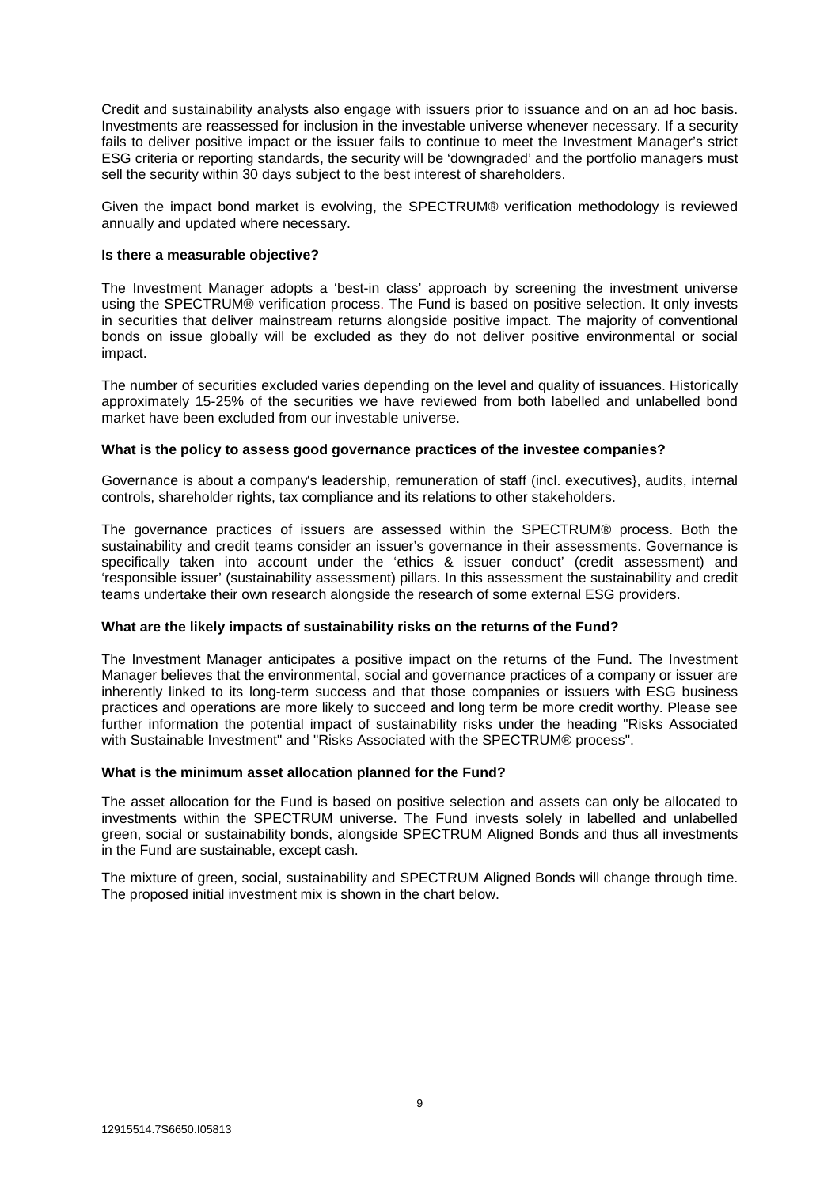Credit and sustainability analysts also engage with issuers prior to issuance and on an ad hoc basis. Investments are reassessed for inclusion in the investable universe whenever necessary. If a security fails to deliver positive impact or the issuer fails to continue to meet the Investment Manager's strict ESG criteria or reporting standards, the security will be 'downgraded' and the portfolio managers must sell the security within 30 days subject to the best interest of shareholders.

Given the impact bond market is evolving, the SPECTRUM® verification methodology is reviewed annually and updated where necessary.

**Is there a measurable objective?**

The Investment Manager adopts a 'best-in class' approach by screening the investment universe using the SPECTRUM® verification process. The Fund is based on positive selection. It only invests in securities that deliver mainstream returns alongside positive impact. The majority of conventional bonds on issue globally will be excluded as they do not deliver positive environmental or social impact.

The number of securities excluded varies depending on the level and quality of issuances. Historically approximately 15-25% of the securities we have reviewed from both labelled and unlabelled bond market have been excluded from our investable universe.

**What is the policy to assess good governance practices of the investee companies?**

Governance is about a company's leadership, remuneration of staff (incl. executives}, audits, internal controls, shareholder rights, tax compliance and its relations to other stakeholders.

The governance practices of issuers are assessed within the SPECTRUM® process. Both the sustainability and credit teams consider an issuer's governance in their assessments. Governance is specifically taken into account under the 'ethics & issuer conduct' (credit assessment) and 'responsible issuer' (sustainability assessment) pillars. In this assessment the sustainability and credit teams undertake their own research alongside the research of some external ESG providers.

**What are the likely impacts of sustainability risks on the returns of the Fund?**

The Investment Manager anticipates a positive impact on the returns of the Fund. The Investment Manager believes that the environmental, social and governance practices of a company or issuer are inherently linked to its long-term success and that those companies or issuers with ESG business practices and operations are more likely to succeed and long term be more credit worthy. Please see further information the potential impact of sustainability risks under the heading "Risks Associated with Sustainable Investment" and "Risks Associated with the SPECTRUM® process".

**What is the minimum asset allocation planned for the Fund?**

The asset allocation for the Fund is based on positive selection and assets can only be allocated to investments within the SPECTRUM universe. The Fund invests solely in labelled and unlabelled green, social or sustainability bonds, alongside SPECTRUM Aligned Bonds and thus all investments in the Fund are sustainable, except cash.

The mixture of green, social, sustainability and SPECTRUM Aligned Bonds will change through time. The proposed initial investment mix is shown in the chart below.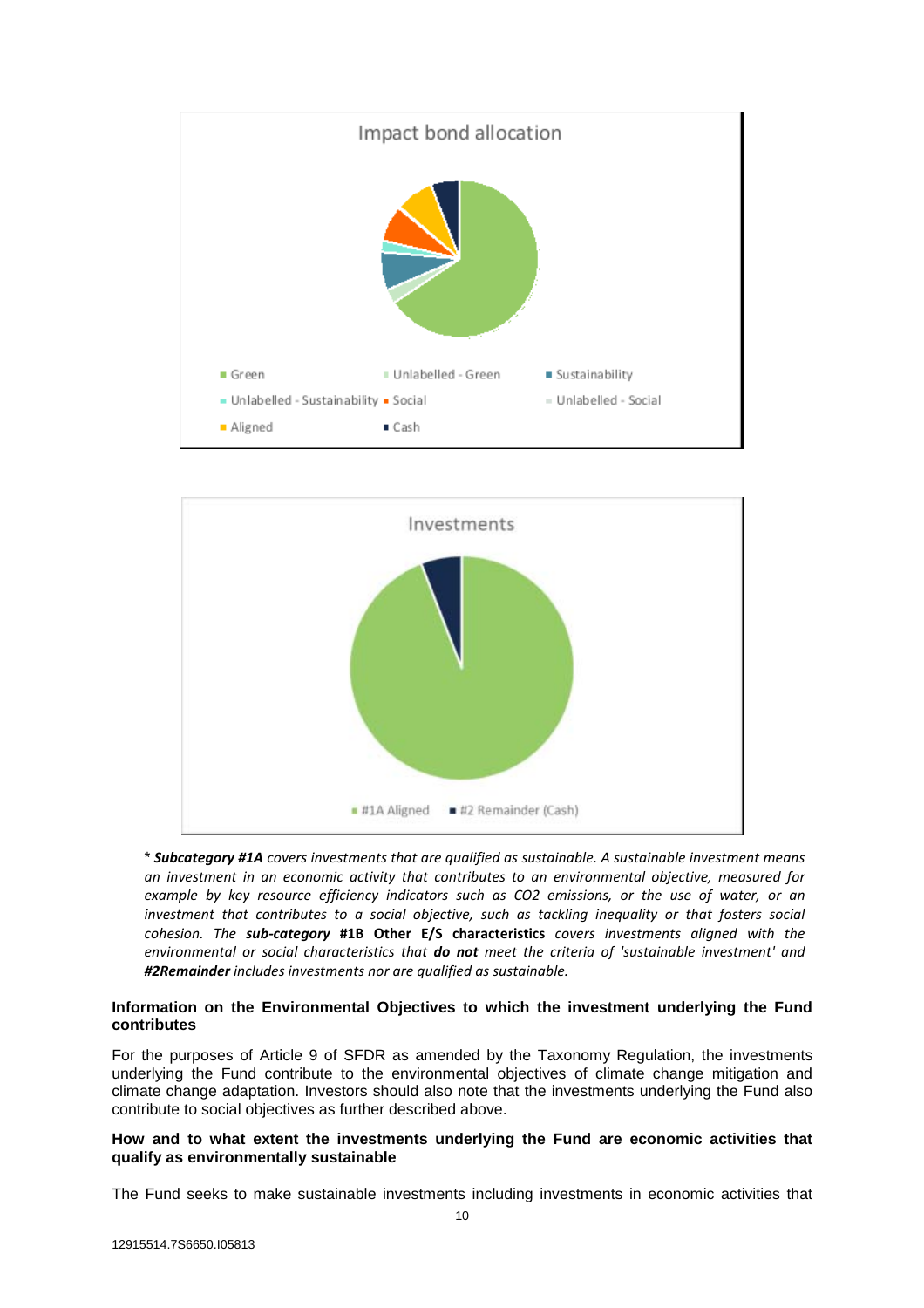Impact bond allocation

- Green
- Unlabelled - Green
- Sustainability
- Unlabelled - Sustainability
- Social
- Unlabelled - Social
- Aligned
- Cash

Investments

- #1A Aligned
- #2 Remainder (Cash)

* ***Subcategory #1A*** *covers investments that are qualified as sustainable. A sustainable investment means an investment in an economic activity that contributes to an environmental objective, measured for example by key resource efficiency indicators such as CO2 emissions, or the use of water, or an investment that contributes to a social objective, such as tackling inequality or that fosters social cohesion. The* ***sub-category*** **#1B Other E/S characteristics** *covers investments aligned with the environmental or social characteristics that* ***do not*** *meet the criteria of 'sustainable investment' and* ***#2Remainder*** *includes investments nor are qualified as sustainable.*

**Information on the Environmental Objectives to which the investment underlying the Fund contributes**

For the purposes of Article 9 of SFDR as amended by the Taxonomy Regulation, the investments underlying the Fund contribute to the environmental objectives of climate change mitigation and climate change adaptation. Investors should also note that the investments underlying the Fund also contribute to social objectives as further described above.

**How and to what extent the investments underlying the Fund are economic activities that qualify as environmentally sustainable**

The Fund seeks to make sustainable investments including investments in economic activities that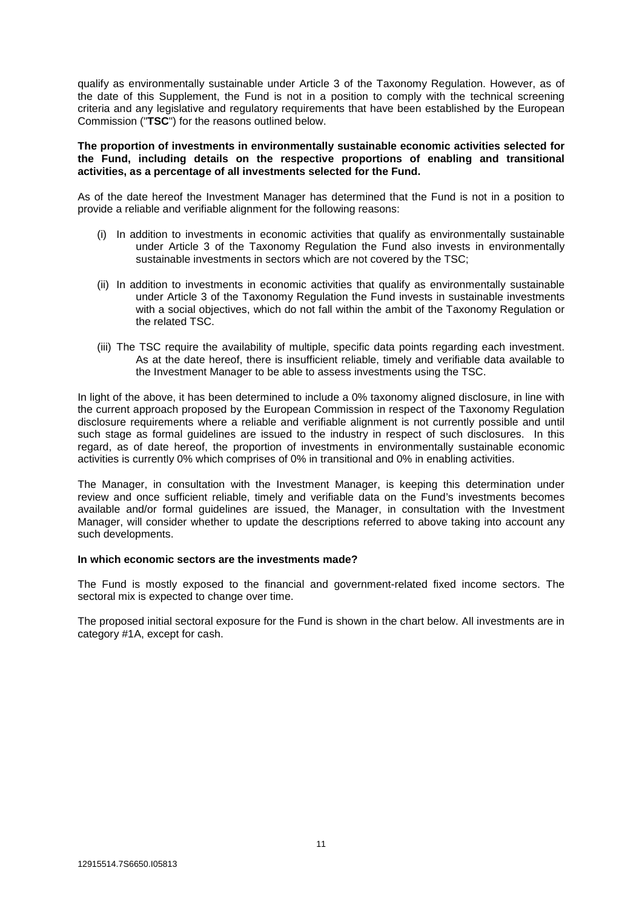qualify as environmentally sustainable under Article 3 of the Taxonomy Regulation. However, as of the date of this Supplement, the Fund is not in a position to comply with the technical screening criteria and any legislative and regulatory requirements that have been established by the European Commission ("**TSC**") for the reasons outlined below.

**The proportion of investments in environmentally sustainable economic activities selected for the Fund, including details on the respective proportions of enabling and transitional activities, as a percentage of all investments selected for the Fund.**

As of the date hereof the Investment Manager has determined that the Fund is not in a position to provide a reliable and verifiable alignment for the following reasons:

(i) In addition to investments in economic activities that qualify as environmentally sustainable under Article 3 of the Taxonomy Regulation the Fund also invests in environmentally sustainable investments in sectors which are not covered by the TSC;

(ii) In addition to investments in economic activities that qualify as environmentally sustainable under Article 3 of the Taxonomy Regulation the Fund invests in sustainable investments with a social objectives, which do not fall within the ambit of the Taxonomy Regulation or the related TSC.

(iii) The TSC require the availability of multiple, specific data points regarding each investment. As at the date hereof, there is insufficient reliable, timely and verifiable data available to the Investment Manager to be able to assess investments using the TSC.

In light of the above, it has been determined to include a 0% taxonomy aligned disclosure, in line with the current approach proposed by the European Commission in respect of the Taxonomy Regulation disclosure requirements where a reliable and verifiable alignment is not currently possible and until such stage as formal guidelines are issued to the industry in respect of such disclosures. In this regard, as of date hereof, the proportion of investments in environmentally sustainable economic activities is currently 0% which comprises of 0% in transitional and 0% in enabling activities.

The Manager, in consultation with the Investment Manager, is keeping this determination under review and once sufficient reliable, timely and verifiable data on the Fund's investments becomes available and/or formal guidelines are issued, the Manager, in consultation with the Investment Manager, will consider whether to update the descriptions referred to above taking into account any such developments.

**In which economic sectors are the investments made?**

The Fund is mostly exposed to the financial and government-related fixed income sectors. The sectoral mix is expected to change over time.

The proposed initial sectoral exposure for the Fund is shown in the chart below. All investments are in category #1A, except for cash.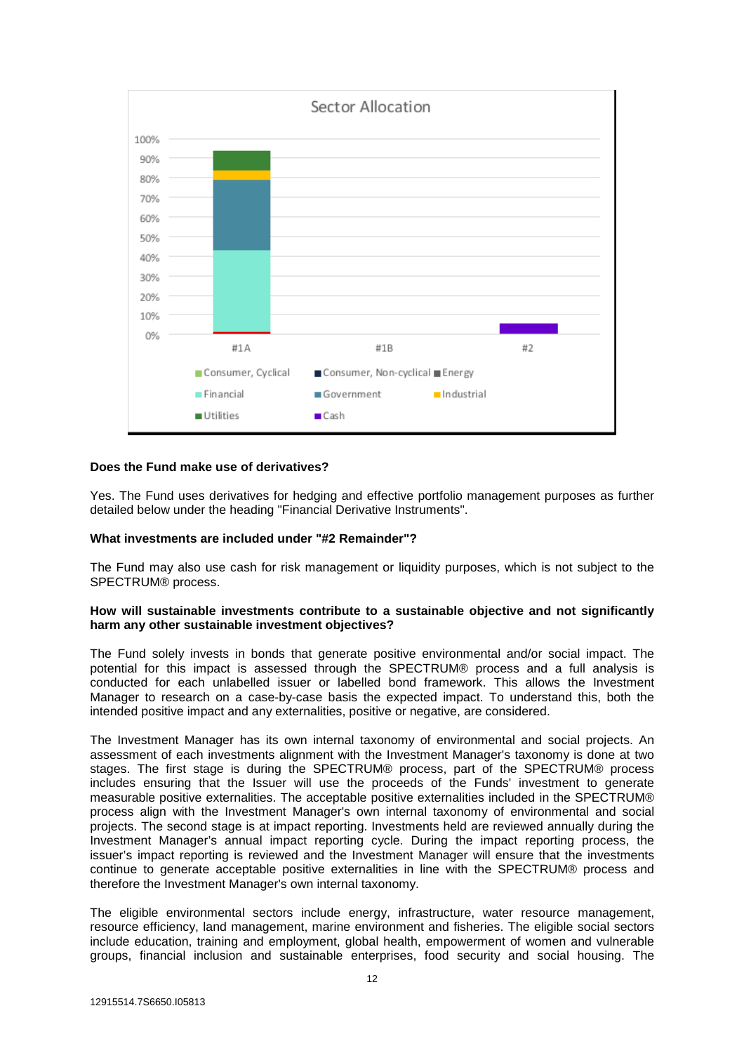Sector Allocation

| | #1A | #1B | #2 |
|---|---|---|---|
| Legend: Consumer, Cyclical; Consumer, Non-cyclical; Energy; Financial; Government; Industrial; Utilities; Cash | | | |

**Does the Fund make use of derivatives?**

Yes. The Fund uses derivatives for hedging and effective portfolio management purposes as further detailed below under the heading "Financial Derivative Instruments".

**What investments are included under "#2 Remainder"?**

The Fund may also use cash for risk management or liquidity purposes, which is not subject to the SPECTRUM® process.

**How will sustainable investments contribute to a sustainable objective and not significantly harm any other sustainable investment objectives?**

The Fund solely invests in bonds that generate positive environmental and/or social impact. The potential for this impact is assessed through the SPECTRUM® process and a full analysis is conducted for each unlabelled issuer or labelled bond framework. This allows the Investment Manager to research on a case-by-case basis the expected impact. To understand this, both the intended positive impact and any externalities, positive or negative, are considered.

The Investment Manager has its own internal taxonomy of environmental and social projects. An assessment of each investments alignment with the Investment Manager's taxonomy is done at two stages. The first stage is during the SPECTRUM® process, part of the SPECTRUM® process includes ensuring that the Issuer will use the proceeds of the Funds' investment to generate measurable positive externalities. The acceptable positive externalities included in the SPECTRUM® process align with the Investment Manager's own internal taxonomy of environmental and social projects. The second stage is at impact reporting. Investments held are reviewed annually during the Investment Manager's annual impact reporting cycle. During the impact reporting process, the issuer's impact reporting is reviewed and the Investment Manager will ensure that the investments continue to generate acceptable positive externalities in line with the SPECTRUM® process and therefore the Investment Manager's own internal taxonomy.

The eligible environmental sectors include energy, infrastructure, water resource management, resource efficiency, land management, marine environment and fisheries. The eligible social sectors include education, training and employment, global health, empowerment of women and vulnerable groups, financial inclusion and sustainable enterprises, food security and social housing. The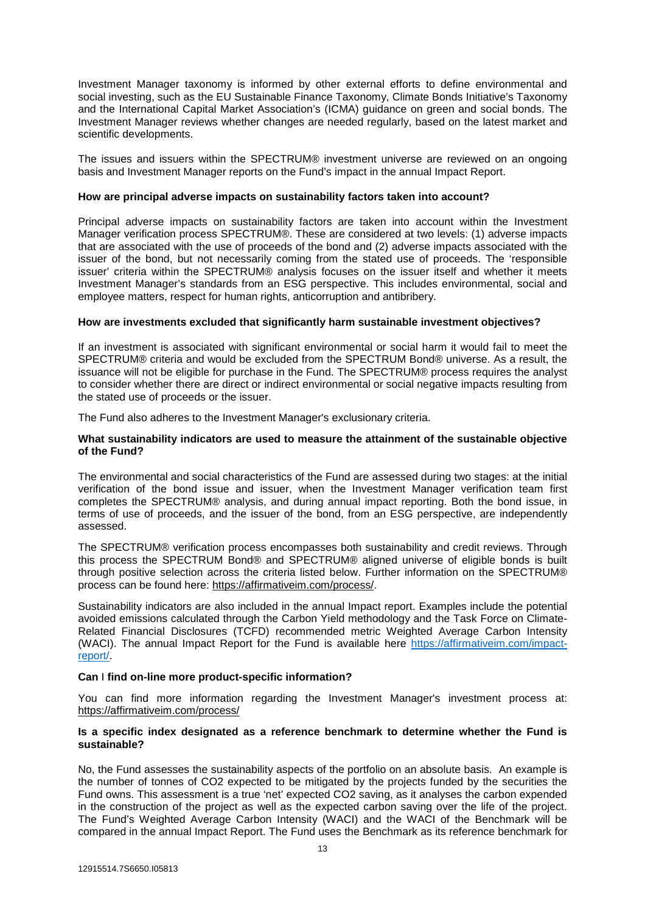Investment Manager taxonomy is informed by other external efforts to define environmental and social investing, such as the EU Sustainable Finance Taxonomy, Climate Bonds Initiative's Taxonomy and the International Capital Market Association's (ICMA) guidance on green and social bonds. The Investment Manager reviews whether changes are needed regularly, based on the latest market and scientific developments.

The issues and issuers within the SPECTRUM® investment universe are reviewed on an ongoing basis and Investment Manager reports on the Fund's impact in the annual Impact Report.

**How are principal adverse impacts on sustainability factors taken into account?**

Principal adverse impacts on sustainability factors are taken into account within the Investment Manager verification process SPECTRUM®. These are considered at two levels: (1) adverse impacts that are associated with the use of proceeds of the bond and (2) adverse impacts associated with the issuer of the bond, but not necessarily coming from the stated use of proceeds. The 'responsible issuer' criteria within the SPECTRUM® analysis focuses on the issuer itself and whether it meets Investment Manager's standards from an ESG perspective. This includes environmental, social and employee matters, respect for human rights, anticorruption and antibribery.

**How are investments excluded that significantly harm sustainable investment objectives?**

If an investment is associated with significant environmental or social harm it would fail to meet the SPECTRUM® criteria and would be excluded from the SPECTRUM Bond® universe. As a result, the issuance will not be eligible for purchase in the Fund. The SPECTRUM® process requires the analyst to consider whether there are direct or indirect environmental or social negative impacts resulting from the stated use of proceeds or the issuer.

The Fund also adheres to the Investment Manager's exclusionary criteria.

**What sustainability indicators are used to measure the attainment of the sustainable objective of the Fund?**

The environmental and social characteristics of the Fund are assessed during two stages: at the initial verification of the bond issue and issuer, when the Investment Manager verification team first completes the SPECTRUM® analysis, and during annual impact reporting. Both the bond issue, in terms of use of proceeds, and the issuer of the bond, from an ESG perspective, are independently assessed.

The SPECTRUM® verification process encompasses both sustainability and credit reviews. Through this process the SPECTRUM Bond® and SPECTRUM® aligned universe of eligible bonds is built through positive selection across the criteria listed below. Further information on the SPECTRUM® process can be found here: https://affirmativeim.com/process/.

Sustainability indicators are also included in the annual Impact report. Examples include the potential avoided emissions calculated through the Carbon Yield methodology and the Task Force on Climate-Related Financial Disclosures (TCFD) recommended metric Weighted Average Carbon Intensity (WACI). The annual Impact Report for the Fund is available here https://affirmativeim.com/impact-report/.

**Can I find on-line more product-specific information?**

You can find more information regarding the Investment Manager's investment process at: https://affirmativeim.com/process/

**Is a specific index designated as a reference benchmark to determine whether the Fund is sustainable?**

No, the Fund assesses the sustainability aspects of the portfolio on an absolute basis. An example is the number of tonnes of $CO_2$ expected to be mitigated by the projects funded by the securities the Fund owns. This assessment is a true 'net' expected $CO_2$ saving, as it analyses the carbon expended in the construction of the project as well as the expected carbon saving over the life of the project. The Fund's Weighted Average Carbon Intensity (WACI) and the WACI of the Benchmark will be compared in the annual Impact Report. The Fund uses the Benchmark as its reference benchmark for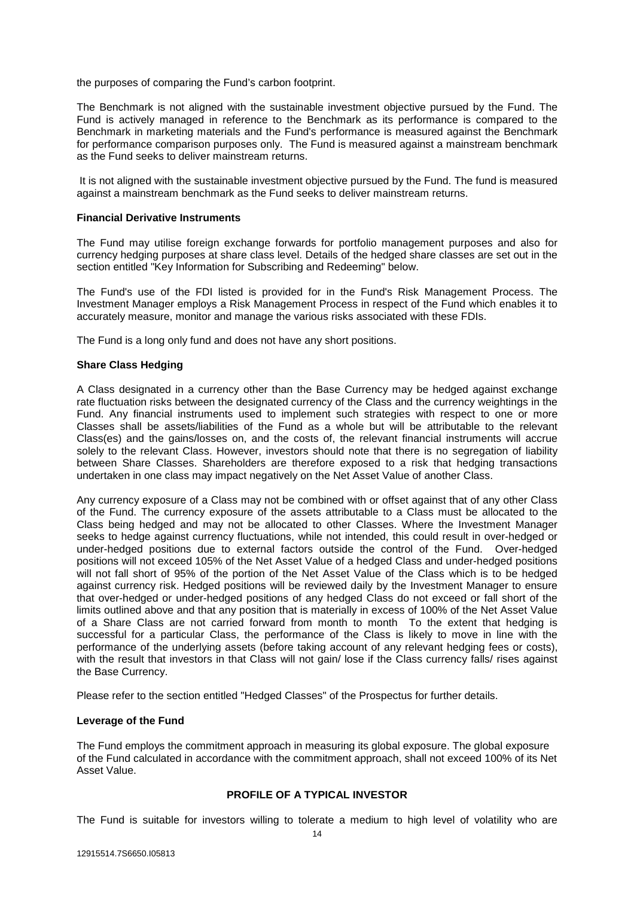the purposes of comparing the Fund's carbon footprint.

The Benchmark is not aligned with the sustainable investment objective pursued by the Fund. The Fund is actively managed in reference to the Benchmark as its performance is compared to the Benchmark in marketing materials and the Fund's performance is measured against the Benchmark for performance comparison purposes only. The Fund is measured against a mainstream benchmark as the Fund seeks to deliver mainstream returns.

It is not aligned with the sustainable investment objective pursued by the Fund. The fund is measured against a mainstream benchmark as the Fund seeks to deliver mainstream returns.

**Financial Derivative Instruments**

The Fund may utilise foreign exchange forwards for portfolio management purposes and also for currency hedging purposes at share class level. Details of the hedged share classes are set out in the section entitled "Key Information for Subscribing and Redeeming" below.

The Fund's use of the FDI listed is provided for in the Fund's Risk Management Process. The Investment Manager employs a Risk Management Process in respect of the Fund which enables it to accurately measure, monitor and manage the various risks associated with these FDIs.

The Fund is a long only fund and does not have any short positions.

**Share Class Hedging**

A Class designated in a currency other than the Base Currency may be hedged against exchange rate fluctuation risks between the designated currency of the Class and the currency weightings in the Fund. Any financial instruments used to implement such strategies with respect to one or more Classes shall be assets/liabilities of the Fund as a whole but will be attributable to the relevant Class(es) and the gains/losses on, and the costs of, the relevant financial instruments will accrue solely to the relevant Class. However, investors should note that there is no segregation of liability between Share Classes. Shareholders are therefore exposed to a risk that hedging transactions undertaken in one class may impact negatively on the Net Asset Value of another Class.

Any currency exposure of a Class may not be combined with or offset against that of any other Class of the Fund. The currency exposure of the assets attributable to a Class must be allocated to the Class being hedged and may not be allocated to other Classes. Where the Investment Manager seeks to hedge against currency fluctuations, while not intended, this could result in over-hedged or under-hedged positions due to external factors outside the control of the Fund. Over-hedged positions will not exceed 105% of the Net Asset Value of a hedged Class and under-hedged positions will not fall short of 95% of the portion of the Net Asset Value of the Class which is to be hedged against currency risk. Hedged positions will be reviewed daily by the Investment Manager to ensure that over-hedged or under-hedged positions of any hedged Class do not exceed or fall short of the limits outlined above and that any position that is materially in excess of 100% of the Net Asset Value of a Share Class are not carried forward from month to month To the extent that hedging is successful for a particular Class, the performance of the Class is likely to move in line with the performance of the underlying assets (before taking account of any relevant hedging fees or costs), with the result that investors in that Class will not gain/ lose if the Class currency falls/ rises against the Base Currency.

Please refer to the section entitled "Hedged Classes" of the Prospectus for further details.

**Leverage of the Fund**

The Fund employs the commitment approach in measuring its global exposure. The global exposure of the Fund calculated in accordance with the commitment approach, shall not exceed 100% of its Net Asset Value.

## PROFILE OF A TYPICAL INVESTOR

The Fund is suitable for investors willing to tolerate a medium to high level of volatility who are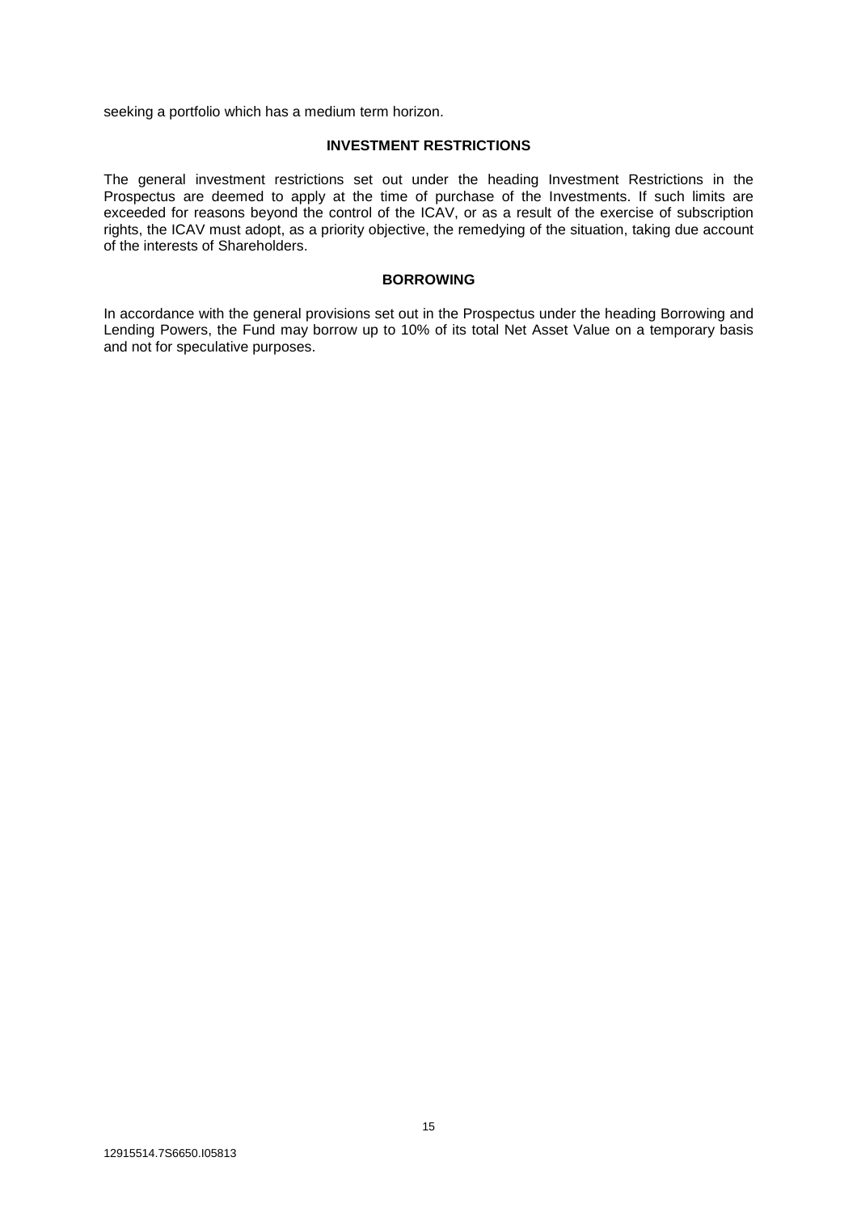seeking a portfolio which has a medium term horizon.

## INVESTMENT RESTRICTIONS

The general investment restrictions set out under the heading Investment Restrictions in the Prospectus are deemed to apply at the time of purchase of the Investments. If such limits are exceeded for reasons beyond the control of the ICAV, or as a result of the exercise of subscription rights, the ICAV must adopt, as a priority objective, the remedying of the situation, taking due account of the interests of Shareholders.

## BORROWING

In accordance with the general provisions set out in the Prospectus under the heading Borrowing and Lending Powers, the Fund may borrow up to 10% of its total Net Asset Value on a temporary basis and not for speculative purposes.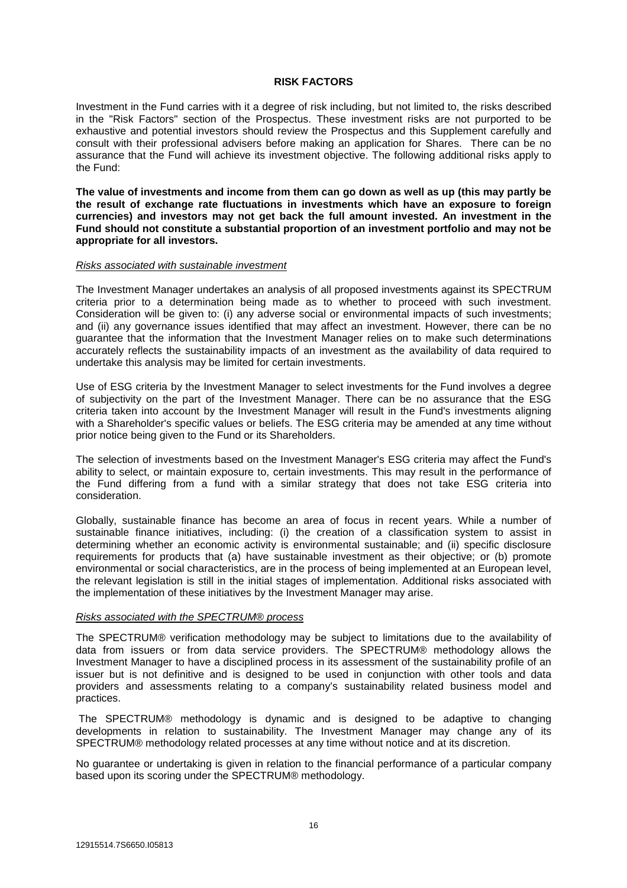## RISK FACTORS

Investment in the Fund carries with it a degree of risk including, but not limited to, the risks described in the "Risk Factors" section of the Prospectus. These investment risks are not purported to be exhaustive and potential investors should review the Prospectus and this Supplement carefully and consult with their professional advisers before making an application for Shares. There can be no assurance that the Fund will achieve its investment objective. The following additional risks apply to the Fund:

**The value of investments and income from them can go down as well as up (this may partly be the result of exchange rate fluctuations in investments which have an exposure to foreign currencies) and investors may not get back the full amount invested. An investment in the Fund should not constitute a substantial proportion of an investment portfolio and may not be appropriate for all investors.**

*Risks associated with sustainable investment*

The Investment Manager undertakes an analysis of all proposed investments against its SPECTRUM criteria prior to a determination being made as to whether to proceed with such investment. Consideration will be given to: (i) any adverse social or environmental impacts of such investments; and (ii) any governance issues identified that may affect an investment. However, there can be no guarantee that the information that the Investment Manager relies on to make such determinations accurately reflects the sustainability impacts of an investment as the availability of data required to undertake this analysis may be limited for certain investments.

Use of ESG criteria by the Investment Manager to select investments for the Fund involves a degree of subjectivity on the part of the Investment Manager. There can be no assurance that the ESG criteria taken into account by the Investment Manager will result in the Fund's investments aligning with a Shareholder's specific values or beliefs. The ESG criteria may be amended at any time without prior notice being given to the Fund or its Shareholders.

The selection of investments based on the Investment Manager's ESG criteria may affect the Fund's ability to select, or maintain exposure to, certain investments. This may result in the performance of the Fund differing from a fund with a similar strategy that does not take ESG criteria into consideration.

Globally, sustainable finance has become an area of focus in recent years. While a number of sustainable finance initiatives, including: (i) the creation of a classification system to assist in determining whether an economic activity is environmental sustainable; and (ii) specific disclosure requirements for products that (a) have sustainable investment as their objective; or (b) promote environmental or social characteristics, are in the process of being implemented at an European level, the relevant legislation is still in the initial stages of implementation. Additional risks associated with the implementation of these initiatives by the Investment Manager may arise.

*Risks associated with the SPECTRUM® process*

The SPECTRUM® verification methodology may be subject to limitations due to the availability of data from issuers or from data service providers. The SPECTRUM® methodology allows the Investment Manager to have a disciplined process in its assessment of the sustainability profile of an issuer but is not definitive and is designed to be used in conjunction with other tools and data providers and assessments relating to a company's sustainability related business model and practices.

The SPECTRUM® methodology is dynamic and is designed to be adaptive to changing developments in relation to sustainability. The Investment Manager may change any of its SPECTRUM® methodology related processes at any time without notice and at its discretion.

No guarantee or undertaking is given in relation to the financial performance of a particular company based upon its scoring under the SPECTRUM® methodology.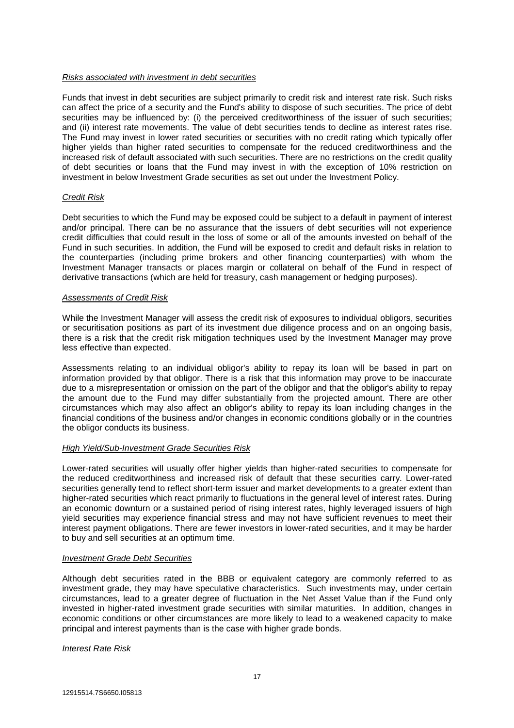*Risks associated with investment in debt securities*

Funds that invest in debt securities are subject primarily to credit risk and interest rate risk. Such risks can affect the price of a security and the Fund's ability to dispose of such securities. The price of debt securities may be influenced by: (i) the perceived creditworthiness of the issuer of such securities; and (ii) interest rate movements. The value of debt securities tends to decline as interest rates rise. The Fund may invest in lower rated securities or securities with no credit rating which typically offer higher yields than higher rated securities to compensate for the reduced creditworthiness and the increased risk of default associated with such securities. There are no restrictions on the credit quality of debt securities or loans that the Fund may invest in with the exception of 10% restriction on investment in below Investment Grade securities as set out under the Investment Policy.

*Credit Risk*

Debt securities to which the Fund may be exposed could be subject to a default in payment of interest and/or principal. There can be no assurance that the issuers of debt securities will not experience credit difficulties that could result in the loss of some or all of the amounts invested on behalf of the Fund in such securities. In addition, the Fund will be exposed to credit and default risks in relation to the counterparties (including prime brokers and other financing counterparties) with whom the Investment Manager transacts or places margin or collateral on behalf of the Fund in respect of derivative transactions (which are held for treasury, cash management or hedging purposes).

*Assessments of Credit Risk*

While the Investment Manager will assess the credit risk of exposures to individual obligors, securities or securitisation positions as part of its investment due diligence process and on an ongoing basis, there is a risk that the credit risk mitigation techniques used by the Investment Manager may prove less effective than expected.

Assessments relating to an individual obligor's ability to repay its loan will be based in part on information provided by that obligor. There is a risk that this information may prove to be inaccurate due to a misrepresentation or omission on the part of the obligor and that the obligor's ability to repay the amount due to the Fund may differ substantially from the projected amount. There are other circumstances which may also affect an obligor's ability to repay its loan including changes in the financial conditions of the business and/or changes in economic conditions globally or in the countries the obligor conducts its business.

*High Yield/Sub-Investment Grade Securities Risk*

Lower-rated securities will usually offer higher yields than higher-rated securities to compensate for the reduced creditworthiness and increased risk of default that these securities carry. Lower-rated securities generally tend to reflect short-term issuer and market developments to a greater extent than higher-rated securities which react primarily to fluctuations in the general level of interest rates. During an economic downturn or a sustained period of rising interest rates, highly leveraged issuers of high yield securities may experience financial stress and may not have sufficient revenues to meet their interest payment obligations. There are fewer investors in lower-rated securities, and it may be harder to buy and sell securities at an optimum time.

*Investment Grade Debt Securities*

Although debt securities rated in the BBB or equivalent category are commonly referred to as investment grade, they may have speculative characteristics. Such investments may, under certain circumstances, lead to a greater degree of fluctuation in the Net Asset Value than if the Fund only invested in higher-rated investment grade securities with similar maturities. In addition, changes in economic conditions or other circumstances are more likely to lead to a weakened capacity to make principal and interest payments than is the case with higher grade bonds.

*Interest Rate Risk*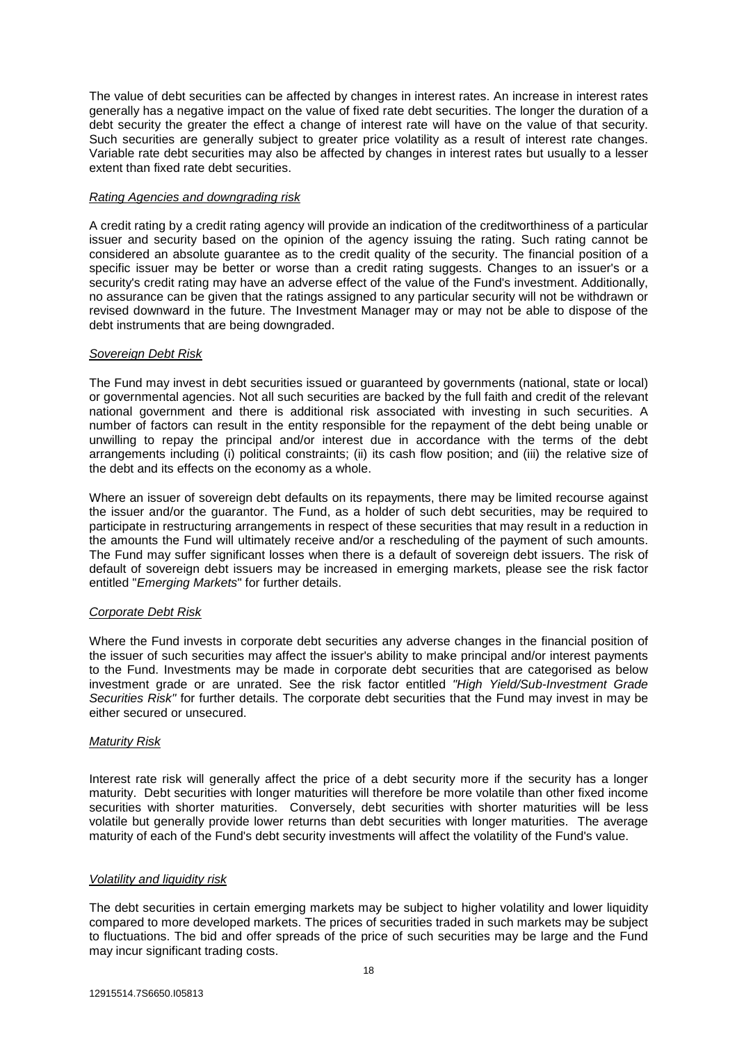The value of debt securities can be affected by changes in interest rates. An increase in interest rates generally has a negative impact on the value of fixed rate debt securities. The longer the duration of a debt security the greater the effect a change of interest rate will have on the value of that security. Such securities are generally subject to greater price volatility as a result of interest rate changes. Variable rate debt securities may also be affected by changes in interest rates but usually to a lesser extent than fixed rate debt securities.

*Rating Agencies and downgrading risk*

A credit rating by a credit rating agency will provide an indication of the creditworthiness of a particular issuer and security based on the opinion of the agency issuing the rating. Such rating cannot be considered an absolute guarantee as to the credit quality of the security. The financial position of a specific issuer may be better or worse than a credit rating suggests. Changes to an issuer's or a security's credit rating may have an adverse effect of the value of the Fund's investment. Additionally, no assurance can be given that the ratings assigned to any particular security will not be withdrawn or revised downward in the future. The Investment Manager may or may not be able to dispose of the debt instruments that are being downgraded.

*Sovereign Debt Risk*

The Fund may invest in debt securities issued or guaranteed by governments (national, state or local) or governmental agencies. Not all such securities are backed by the full faith and credit of the relevant national government and there is additional risk associated with investing in such securities. A number of factors can result in the entity responsible for the repayment of the debt being unable or unwilling to repay the principal and/or interest due in accordance with the terms of the debt arrangements including (i) political constraints; (ii) its cash flow position; and (iii) the relative size of the debt and its effects on the economy as a whole.

Where an issuer of sovereign debt defaults on its repayments, there may be limited recourse against the issuer and/or the guarantor. The Fund, as a holder of such debt securities, may be required to participate in restructuring arrangements in respect of these securities that may result in a reduction in the amounts the Fund will ultimately receive and/or a rescheduling of the payment of such amounts. The Fund may suffer significant losses when there is a default of sovereign debt issuers. The risk of default of sovereign debt issuers may be increased in emerging markets, please see the risk factor entitled "*Emerging Markets*" for further details.

*Corporate Debt Risk*

Where the Fund invests in corporate debt securities any adverse changes in the financial position of the issuer of such securities may affect the issuer's ability to make principal and/or interest payments to the Fund. Investments may be made in corporate debt securities that are categorised as below investment grade or are unrated. See the risk factor entitled *"High Yield/Sub-Investment Grade Securities Risk"* for further details. The corporate debt securities that the Fund may invest in may be either secured or unsecured.

*Maturity Risk*

Interest rate risk will generally affect the price of a debt security more if the security has a longer maturity. Debt securities with longer maturities will therefore be more volatile than other fixed income securities with shorter maturities. Conversely, debt securities with shorter maturities will be less volatile but generally provide lower returns than debt securities with longer maturities. The average maturity of each of the Fund's debt security investments will affect the volatility of the Fund's value.

*Volatility and liquidity risk*

The debt securities in certain emerging markets may be subject to higher volatility and lower liquidity compared to more developed markets. The prices of securities traded in such markets may be subject to fluctuations. The bid and offer spreads of the price of such securities may be large and the Fund may incur significant trading costs.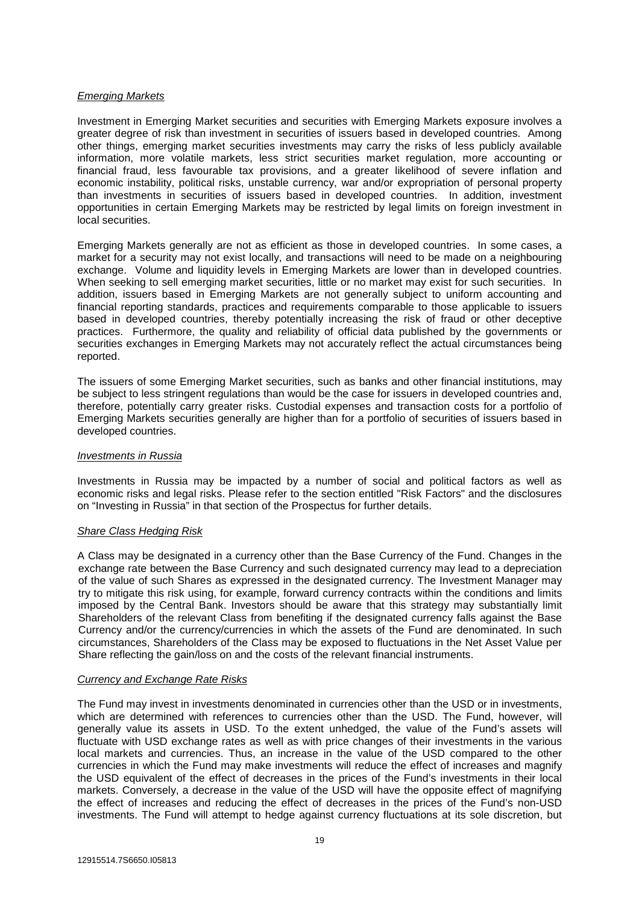*Emerging Markets*

Investment in Emerging Market securities and securities with Emerging Markets exposure involves a greater degree of risk than investment in securities of issuers based in developed countries. Among other things, emerging market securities investments may carry the risks of less publicly available information, more volatile markets, less strict securities market regulation, more accounting or financial fraud, less favourable tax provisions, and a greater likelihood of severe inflation and economic instability, political risks, unstable currency, war and/or expropriation of personal property than investments in securities of issuers based in developed countries. In addition, investment opportunities in certain Emerging Markets may be restricted by legal limits on foreign investment in local securities.

Emerging Markets generally are not as efficient as those in developed countries. In some cases, a market for a security may not exist locally, and transactions will need to be made on a neighbouring exchange. Volume and liquidity levels in Emerging Markets are lower than in developed countries. When seeking to sell emerging market securities, little or no market may exist for such securities. In addition, issuers based in Emerging Markets are not generally subject to uniform accounting and financial reporting standards, practices and requirements comparable to those applicable to issuers based in developed countries, thereby potentially increasing the risk of fraud or other deceptive practices. Furthermore, the quality and reliability of official data published by the governments or securities exchanges in Emerging Markets may not accurately reflect the actual circumstances being reported.

The issuers of some Emerging Market securities, such as banks and other financial institutions, may be subject to less stringent regulations than would be the case for issuers in developed countries and, therefore, potentially carry greater risks. Custodial expenses and transaction costs for a portfolio of Emerging Markets securities generally are higher than for a portfolio of securities of issuers based in developed countries.

*Investments in Russia*

Investments in Russia may be impacted by a number of social and political factors as well as economic risks and legal risks. Please refer to the section entitled "Risk Factors" and the disclosures on "Investing in Russia" in that section of the Prospectus for further details.

*Share Class Hedging Risk*

A Class may be designated in a currency other than the Base Currency of the Fund. Changes in the exchange rate between the Base Currency and such designated currency may lead to a depreciation of the value of such Shares as expressed in the designated currency. The Investment Manager may try to mitigate this risk using, for example, forward currency contracts within the conditions and limits imposed by the Central Bank. Investors should be aware that this strategy may substantially limit Shareholders of the relevant Class from benefiting if the designated currency falls against the Base Currency and/or the currency/currencies in which the assets of the Fund are denominated. In such circumstances, Shareholders of the Class may be exposed to fluctuations in the Net Asset Value per Share reflecting the gain/loss on and the costs of the relevant financial instruments.

*Currency and Exchange Rate Risks*

The Fund may invest in investments denominated in currencies other than the USD or in investments, which are determined with references to currencies other than the USD. The Fund, however, will generally value its assets in USD. To the extent unhedged, the value of the Fund's assets will fluctuate with USD exchange rates as well as with price changes of their investments in the various local markets and currencies. Thus, an increase in the value of the USD compared to the other currencies in which the Fund may make investments will reduce the effect of increases and magnify the USD equivalent of the effect of decreases in the prices of the Fund's investments in their local markets. Conversely, a decrease in the value of the USD will have the opposite effect of magnifying the effect of increases and reducing the effect of decreases in the prices of the Fund's non-USD investments. The Fund will attempt to hedge against currency fluctuations at its sole discretion, but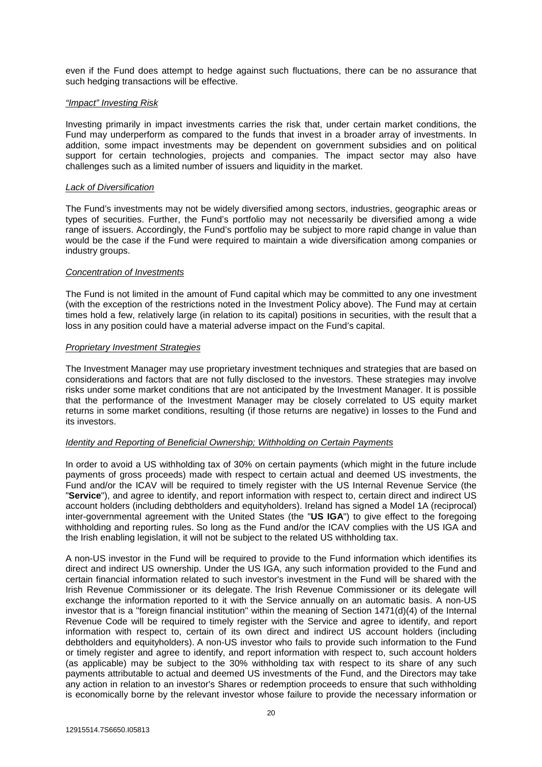even if the Fund does attempt to hedge against such fluctuations, there can be no assurance that such hedging transactions will be effective.

*"Impact" Investing Risk*

Investing primarily in impact investments carries the risk that, under certain market conditions, the Fund may underperform as compared to the funds that invest in a broader array of investments. In addition, some impact investments may be dependent on government subsidies and on political support for certain technologies, projects and companies. The impact sector may also have challenges such as a limited number of issuers and liquidity in the market.

*Lack of Diversification*

The Fund's investments may not be widely diversified among sectors, industries, geographic areas or types of securities. Further, the Fund's portfolio may not necessarily be diversified among a wide range of issuers. Accordingly, the Fund's portfolio may be subject to more rapid change in value than would be the case if the Fund were required to maintain a wide diversification among companies or industry groups.

*Concentration of Investments*

The Fund is not limited in the amount of Fund capital which may be committed to any one investment (with the exception of the restrictions noted in the Investment Policy above). The Fund may at certain times hold a few, relatively large (in relation to its capital) positions in securities, with the result that a loss in any position could have a material adverse impact on the Fund's capital.

*Proprietary Investment Strategies*

The Investment Manager may use proprietary investment techniques and strategies that are based on considerations and factors that are not fully disclosed to the investors. These strategies may involve risks under some market conditions that are not anticipated by the Investment Manager. It is possible that the performance of the Investment Manager may be closely correlated to US equity market returns in some market conditions, resulting (if those returns are negative) in losses to the Fund and its investors.

*Identity and Reporting of Beneficial Ownership; Withholding on Certain Payments*

In order to avoid a US withholding tax of 30% on certain payments (which might in the future include payments of gross proceeds) made with respect to certain actual and deemed US investments, the Fund and/or the ICAV will be required to timely register with the US Internal Revenue Service (the "**Service**"), and agree to identify, and report information with respect to, certain direct and indirect US account holders (including debtholders and equityholders). Ireland has signed a Model 1A (reciprocal) inter-governmental agreement with the United States (the "**US IGA**") to give effect to the foregoing withholding and reporting rules. So long as the Fund and/or the ICAV complies with the US IGA and the Irish enabling legislation, it will not be subject to the related US withholding tax.

A non-US investor in the Fund will be required to provide to the Fund information which identifies its direct and indirect US ownership. Under the US IGA, any such information provided to the Fund and certain financial information related to such investor's investment in the Fund will be shared with the Irish Revenue Commissioner or its delegate. The Irish Revenue Commissioner or its delegate will exchange the information reported to it with the Service annually on an automatic basis. A non-US investor that is a "foreign financial institution" within the meaning of Section 1471(d)(4) of the Internal Revenue Code will be required to timely register with the Service and agree to identify, and report information with respect to, certain of its own direct and indirect US account holders (including debtholders and equityholders). A non-US investor who fails to provide such information to the Fund or timely register and agree to identify, and report information with respect to, such account holders (as applicable) may be subject to the 30% withholding tax with respect to its share of any such payments attributable to actual and deemed US investments of the Fund, and the Directors may take any action in relation to an investor's Shares or redemption proceeds to ensure that such withholding is economically borne by the relevant investor whose failure to provide the necessary information or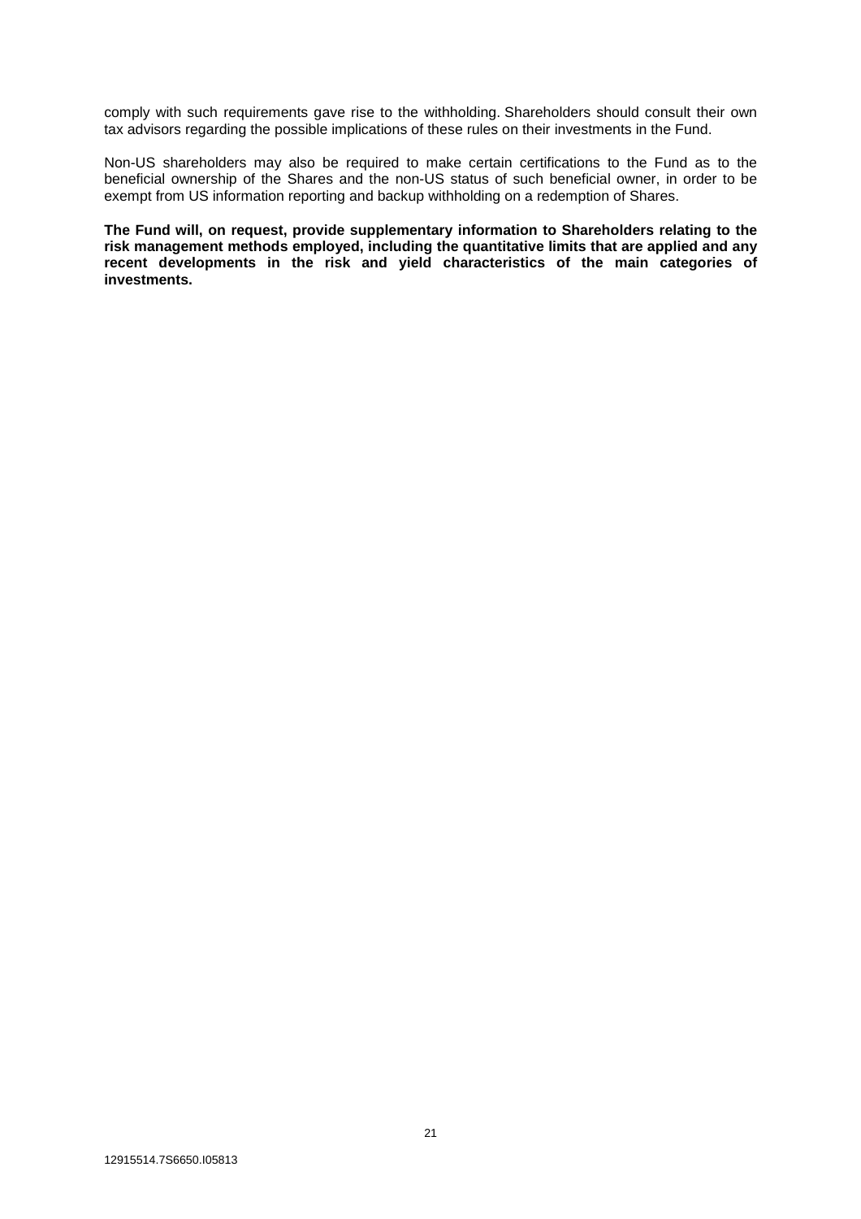comply with such requirements gave rise to the withholding. Shareholders should consult their own tax advisors regarding the possible implications of these rules on their investments in the Fund.

Non-US shareholders may also be required to make certain certifications to the Fund as to the beneficial ownership of the Shares and the non-US status of such beneficial owner, in order to be exempt from US information reporting and backup withholding on a redemption of Shares.

**The Fund will, on request, provide supplementary information to Shareholders relating to the risk management methods employed, including the quantitative limits that are applied and any recent developments in the risk and yield characteristics of the main categories of investments.**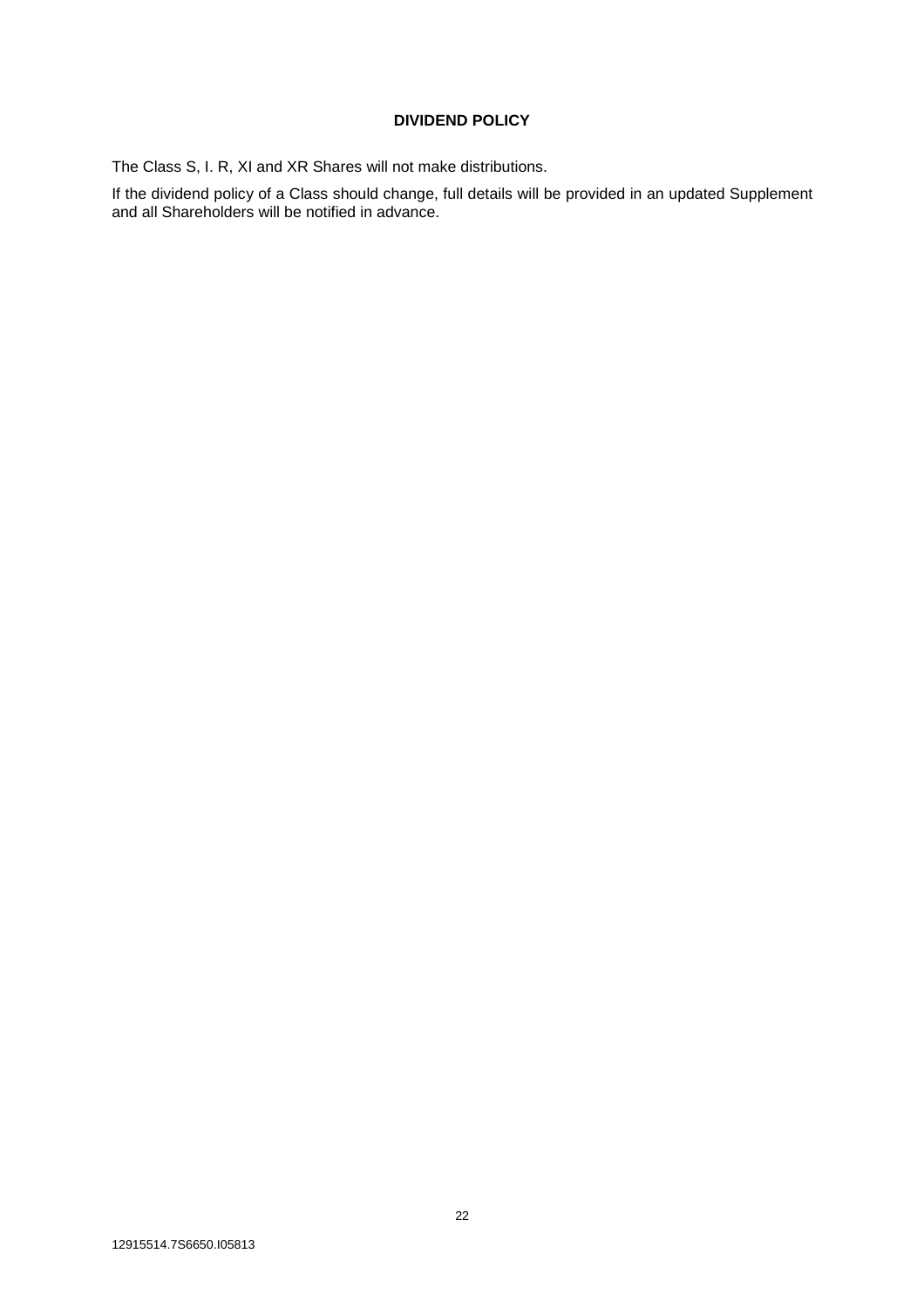## DIVIDEND POLICY

The Class S, I. R, XI and XR Shares will not make distributions.

If the dividend policy of a Class should change, full details will be provided in an updated Supplement and all Shareholders will be notified in advance.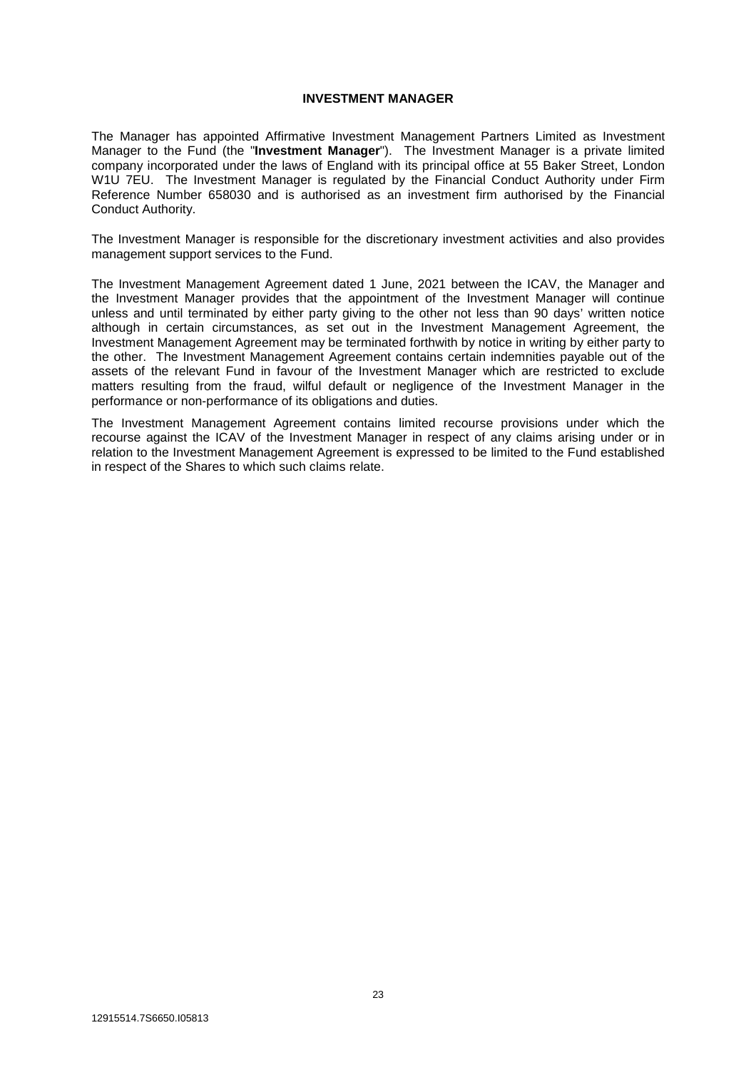## INVESTMENT MANAGER

The Manager has appointed Affirmative Investment Management Partners Limited as Investment Manager to the Fund (the "**Investment Manager**"). The Investment Manager is a private limited company incorporated under the laws of England with its principal office at 55 Baker Street, London W1U 7EU. The Investment Manager is regulated by the Financial Conduct Authority under Firm Reference Number 658030 and is authorised as an investment firm authorised by the Financial Conduct Authority.

The Investment Manager is responsible for the discretionary investment activities and also provides management support services to the Fund.

The Investment Management Agreement dated 1 June, 2021 between the ICAV, the Manager and the Investment Manager provides that the appointment of the Investment Manager will continue unless and until terminated by either party giving to the other not less than 90 days' written notice although in certain circumstances, as set out in the Investment Management Agreement, the Investment Management Agreement may be terminated forthwith by notice in writing by either party to the other. The Investment Management Agreement contains certain indemnities payable out of the assets of the relevant Fund in favour of the Investment Manager which are restricted to exclude matters resulting from the fraud, wilful default or negligence of the Investment Manager in the performance or non-performance of its obligations and duties.

The Investment Management Agreement contains limited recourse provisions under which the recourse against the ICAV of the Investment Manager in respect of any claims arising under or in relation to the Investment Management Agreement is expressed to be limited to the Fund established in respect of the Shares to which such claims relate.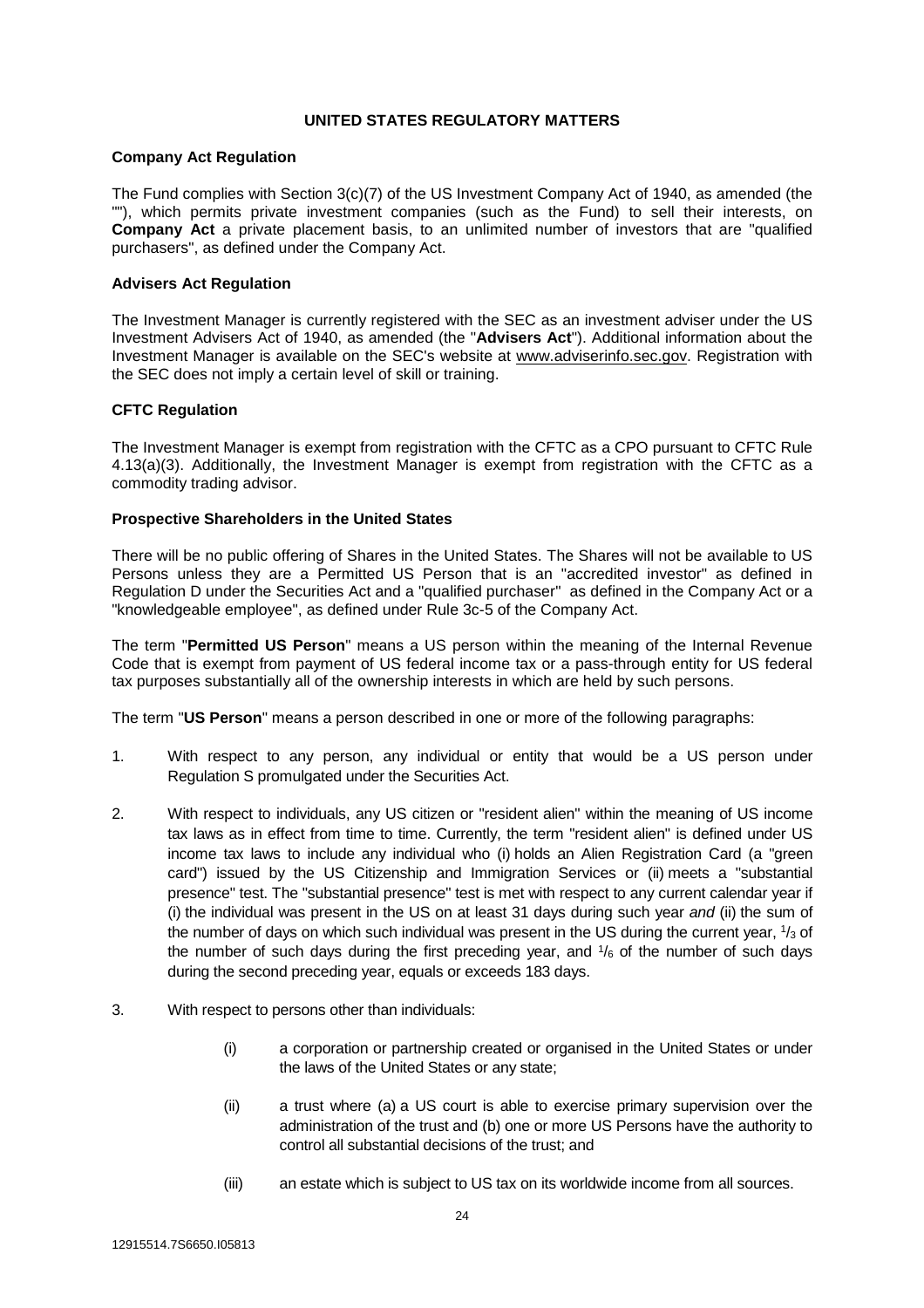## UNITED STATES REGULATORY MATTERS

### Company Act Regulation

The Fund complies with Section 3(c)(7) of the US Investment Company Act of 1940, as amended (the ""), which permits private investment companies (such as the Fund) to sell their interests, on **Company Act** a private placement basis, to an unlimited number of investors that are "qualified purchasers", as defined under the Company Act.

### Advisers Act Regulation

The Investment Manager is currently registered with the SEC as an investment adviser under the US Investment Advisers Act of 1940, as amended (the "**Advisers Act**"). Additional information about the Investment Manager is available on the SEC's website at www.adviserinfo.sec.gov. Registration with the SEC does not imply a certain level of skill or training.

### CFTC Regulation

The Investment Manager is exempt from registration with the CFTC as a CPO pursuant to CFTC Rule 4.13(a)(3). Additionally, the Investment Manager is exempt from registration with the CFTC as a commodity trading advisor.

### Prospective Shareholders in the United States

There will be no public offering of Shares in the United States. The Shares will not be available to US Persons unless they are a Permitted US Person that is an "accredited investor" as defined in Regulation D under the Securities Act and a "qualified purchaser" as defined in the Company Act or a "knowledgeable employee", as defined under Rule 3c-5 of the Company Act.

The term "**Permitted US Person**" means a US person within the meaning of the Internal Revenue Code that is exempt from payment of US federal income tax or a pass-through entity for US federal tax purposes substantially all of the ownership interests in which are held by such persons.

The term "**US Person**" means a person described in one or more of the following paragraphs:

1. With respect to any person, any individual or entity that would be a US person under Regulation S promulgated under the Securities Act.

2. With respect to individuals, any US citizen or "resident alien" within the meaning of US income tax laws as in effect from time to time. Currently, the term "resident alien" is defined under US income tax laws to include any individual who (i) holds an Alien Registration Card (a "green card") issued by the US Citizenship and Immigration Services or (ii) meets a "substantial presence" test. The "substantial presence" test is met with respect to any current calendar year if (i) the individual was present in the US on at least 31 days during such year *and* (ii) the sum of the number of days on which such individual was present in the US during the current year, $^1/_3$ of the number of such days during the first preceding year, and $^1/_6$ of the number of such days during the second preceding year, equals or exceeds 183 days.

3. With respect to persons other than individuals:

   (i) a corporation or partnership created or organised in the United States or under the laws of the United States or any state;

   (ii) a trust where (a) a US court is able to exercise primary supervision over the administration of the trust and (b) one or more US Persons have the authority to control all substantial decisions of the trust; and

   (iii) an estate which is subject to US tax on its worldwide income from all sources.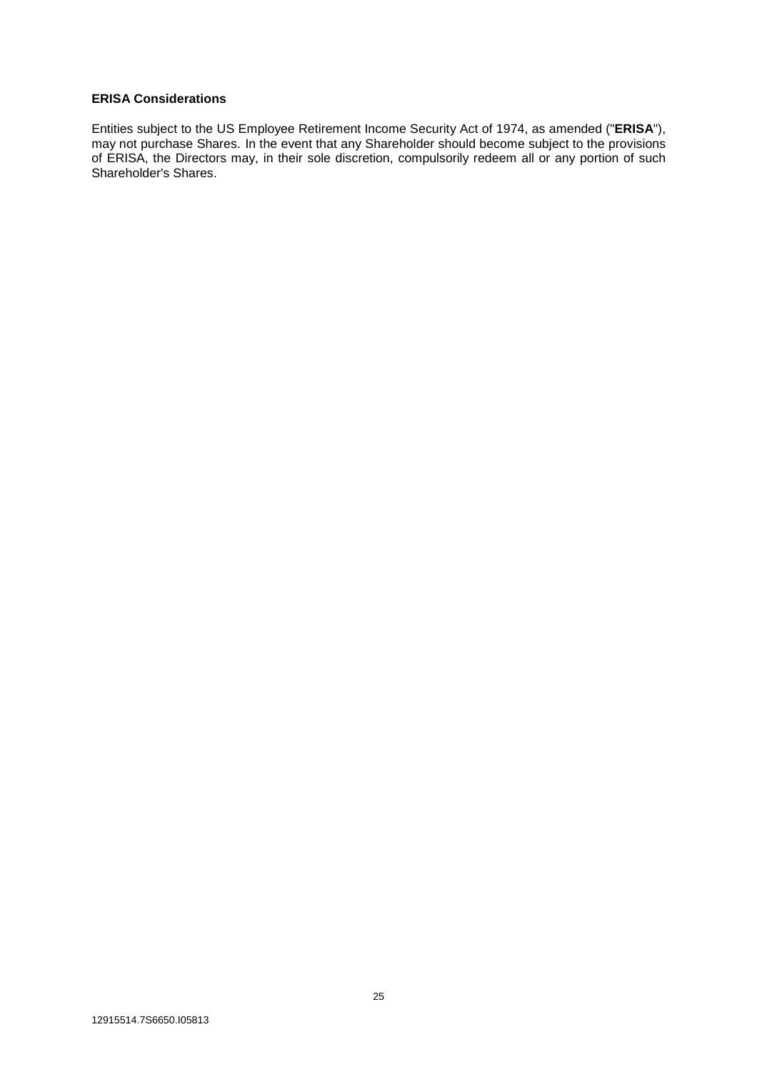**ERISA Considerations**

Entities subject to the US Employee Retirement Income Security Act of 1974, as amended ("**ERISA**"), may not purchase Shares. In the event that any Shareholder should become subject to the provisions of ERISA, the Directors may, in their sole discretion, compulsorily redeem all or any portion of such Shareholder's Shares.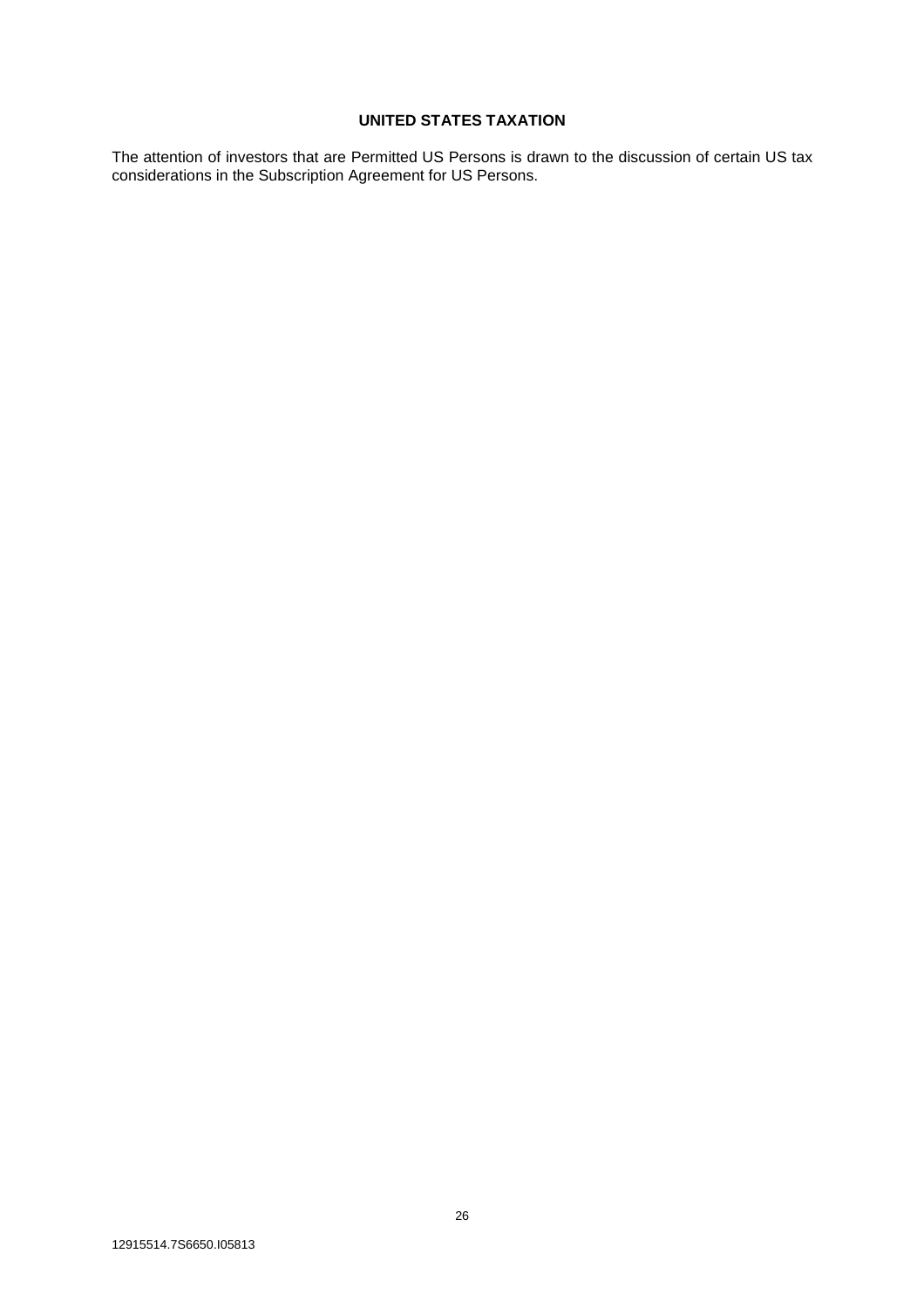## UNITED STATES TAXATION

The attention of investors that are Permitted US Persons is drawn to the discussion of certain US tax considerations in the Subscription Agreement for US Persons.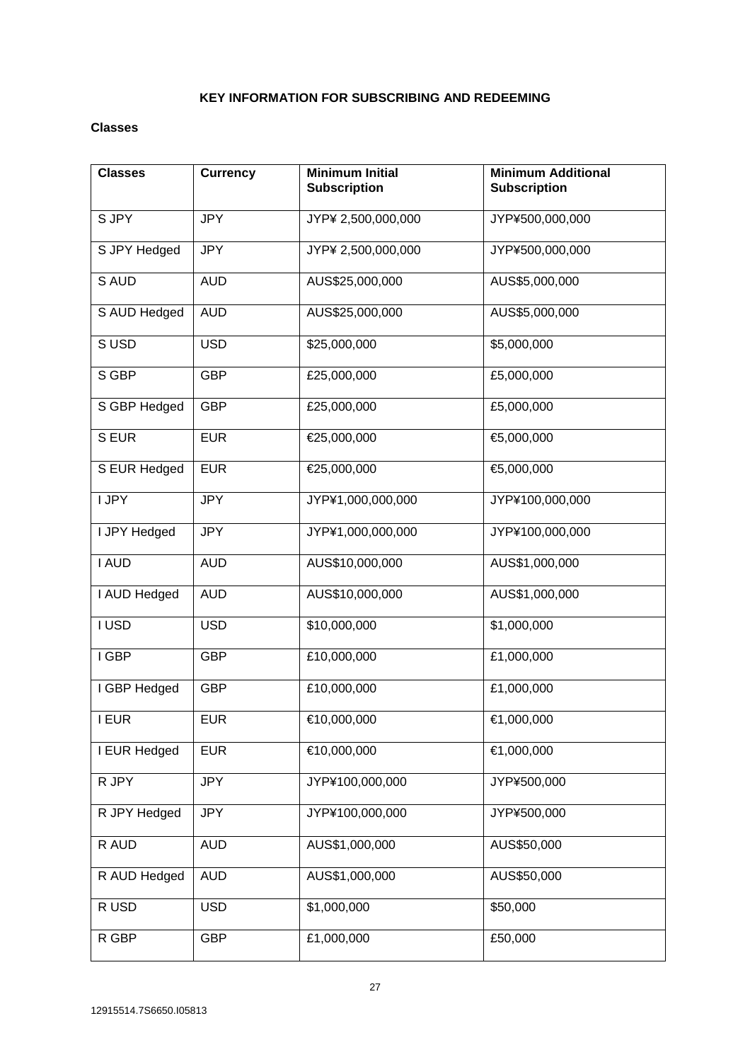**KEY INFORMATION FOR SUBSCRIBING AND REDEEMING**

**Classes**

| Classes | Currency | Minimum Initial Subscription | Minimum Additional Subscription |
|---|---|---|---|
| S JPY | JPY | JYP¥ 2,500,000,000 | JYP¥500,000,000 |
| S JPY Hedged | JPY | JYP¥ 2,500,000,000 | JYP¥500,000,000 |
| S AUD | AUD | AUS$25,000,000 | AUS$5,000,000 |
| S AUD Hedged | AUD | AUS$25,000,000 | AUS$5,000,000 |
| S USD | USD | $25,000,000 | $5,000,000 |
| S GBP | GBP | £25,000,000 | £5,000,000 |
| S GBP Hedged | GBP | £25,000,000 | £5,000,000 |
| S EUR | EUR | €25,000,000 | €5,000,000 |
| S EUR Hedged | EUR | €25,000,000 | €5,000,000 |
| I JPY | JPY | JYP¥1,000,000,000 | JYP¥100,000,000 |
| I JPY Hedged | JPY | JYP¥1,000,000,000 | JYP¥100,000,000 |
| I AUD | AUD | AUS$10,000,000 | AUS$1,000,000 |
| I AUD Hedged | AUD | AUS$10,000,000 | AUS$1,000,000 |
| I USD | USD | $10,000,000 | $1,000,000 |
| I GBP | GBP | £10,000,000 | £1,000,000 |
| I GBP Hedged | GBP | £10,000,000 | £1,000,000 |
| I EUR | EUR | €10,000,000 | €1,000,000 |
| I EUR Hedged | EUR | €10,000,000 | €1,000,000 |
| R JPY | JPY | JYP¥100,000,000 | JYP¥500,000 |
| R JPY Hedged | JPY | JYP¥100,000,000 | JYP¥500,000 |
| R AUD | AUD | AUS$1,000,000 | AUS$50,000 |
| R AUD Hedged | AUD | AUS$1,000,000 | AUS$50,000 |
| R USD | USD | $1,000,000 | $50,000 |
| R GBP | GBP | £1,000,000 | £50,000 |

12915514.7S6650.I05813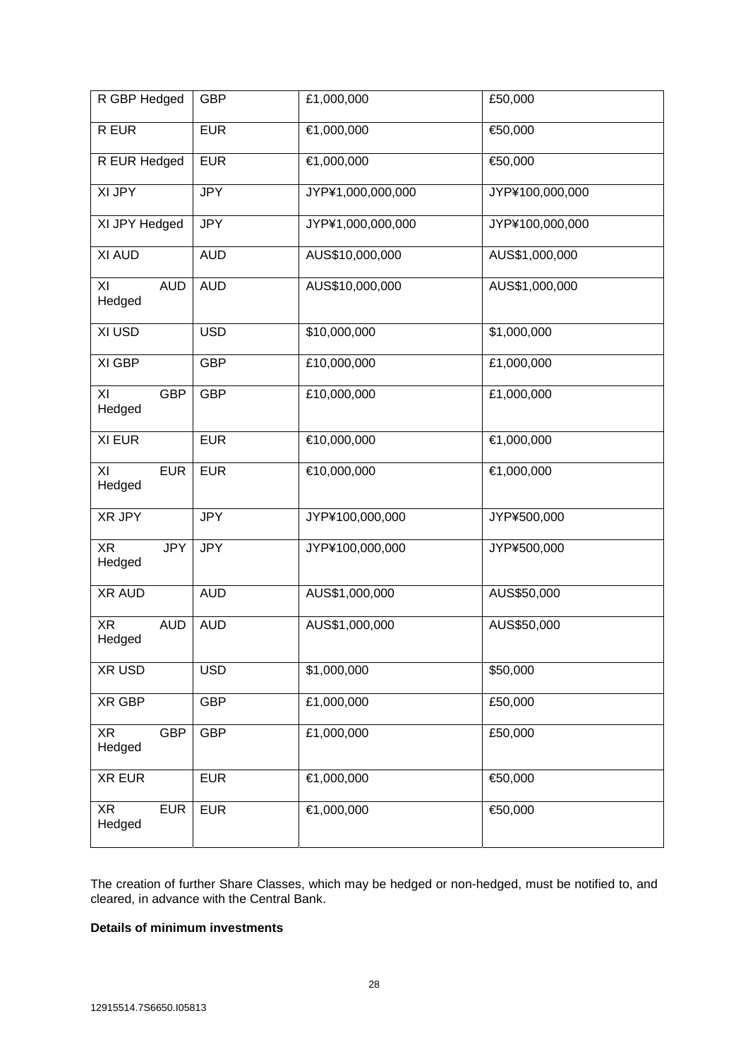| R GBP Hedged | GBP | £1,000,000 | £50,000 |
|---|---|---|---|
| R EUR | EUR | €1,000,000 | €50,000 |
| R EUR Hedged | EUR | €1,000,000 | €50,000 |
| XI JPY | JPY | JYP¥1,000,000,000 | JYP¥100,000,000 |
| XI JPY Hedged | JPY | JYP¥1,000,000,000 | JYP¥100,000,000 |
| XI AUD | AUD | AUS$10,000,000 | AUS$1,000,000 |
| XI AUD Hedged | AUD | AUS$10,000,000 | AUS$1,000,000 |
| XI USD | USD | $10,000,000 | $1,000,000 |
| XI GBP | GBP | £10,000,000 | £1,000,000 |
| XI GBP Hedged | GBP | £10,000,000 | £1,000,000 |
| XI EUR | EUR | €10,000,000 | €1,000,000 |
| XI EUR Hedged | EUR | €10,000,000 | €1,000,000 |
| XR JPY | JPY | JYP¥100,000,000 | JYP¥500,000 |
| XR JPY Hedged | JPY | JYP¥100,000,000 | JYP¥500,000 |
| XR AUD | AUD | AUS$1,000,000 | AUS$50,000 |
| XR AUD Hedged | AUD | AUS$1,000,000 | AUS$50,000 |
| XR USD | USD | $1,000,000 | $50,000 |
| XR GBP | GBP | £1,000,000 | £50,000 |
| XR GBP Hedged | GBP | £1,000,000 | £50,000 |
| XR EUR | EUR | €1,000,000 | €50,000 |
| XR EUR Hedged | EUR | €1,000,000 | €50,000 |

The creation of further Share Classes, which may be hedged or non-hedged, must be notified to, and cleared, in advance with the Central Bank.

**Details of minimum investments**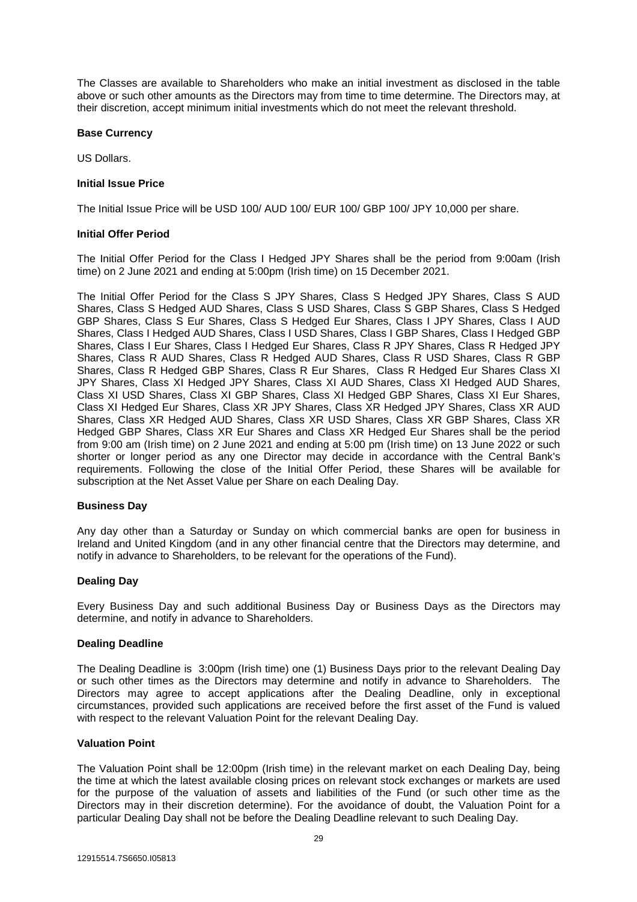The Classes are available to Shareholders who make an initial investment as disclosed in the table above or such other amounts as the Directors may from time to time determine. The Directors may, at their discretion, accept minimum initial investments which do not meet the relevant threshold.

**Base Currency**

US Dollars.

**Initial Issue Price**

The Initial Issue Price will be USD 100/ AUD 100/ EUR 100/ GBP 100/ JPY 10,000 per share.

**Initial Offer Period**

The Initial Offer Period for the Class I Hedged JPY Shares shall be the period from 9:00am (Irish time) on 2 June 2021 and ending at 5:00pm (Irish time) on 15 December 2021.

The Initial Offer Period for the Class S JPY Shares, Class S Hedged JPY Shares, Class S AUD Shares, Class S Hedged AUD Shares, Class S USD Shares, Class S GBP Shares, Class S Hedged GBP Shares, Class S Eur Shares, Class S Hedged Eur Shares, Class I JPY Shares, Class I AUD Shares, Class I Hedged AUD Shares, Class I USD Shares, Class I GBP Shares, Class I Hedged GBP Shares, Class I Eur Shares, Class I Hedged Eur Shares, Class R JPY Shares, Class R Hedged JPY Shares, Class R AUD Shares, Class R Hedged AUD Shares, Class R USD Shares, Class R GBP Shares, Class R Hedged GBP Shares, Class R Eur Shares, Class R Hedged Eur Shares Class XI JPY Shares, Class XI Hedged JPY Shares, Class XI AUD Shares, Class XI Hedged AUD Shares, Class XI USD Shares, Class XI GBP Shares, Class XI Hedged GBP Shares, Class XI Eur Shares, Class XI Hedged Eur Shares, Class XR JPY Shares, Class XR Hedged JPY Shares, Class XR AUD Shares, Class XR Hedged AUD Shares, Class XR USD Shares, Class XR GBP Shares, Class XR Hedged GBP Shares, Class XR Eur Shares and Class XR Hedged Eur Shares shall be the period from 9:00 am (Irish time) on 2 June 2021 and ending at 5:00 pm (Irish time) on 13 June 2022 or such shorter or longer period as any one Director may decide in accordance with the Central Bank's requirements. Following the close of the Initial Offer Period, these Shares will be available for subscription at the Net Asset Value per Share on each Dealing Day.

**Business Day**

Any day other than a Saturday or Sunday on which commercial banks are open for business in Ireland and United Kingdom (and in any other financial centre that the Directors may determine, and notify in advance to Shareholders, to be relevant for the operations of the Fund).

**Dealing Day**

Every Business Day and such additional Business Day or Business Days as the Directors may determine, and notify in advance to Shareholders.

**Dealing Deadline**

The Dealing Deadline is 3:00pm (Irish time) one (1) Business Days prior to the relevant Dealing Day or such other times as the Directors may determine and notify in advance to Shareholders. The Directors may agree to accept applications after the Dealing Deadline, only in exceptional circumstances, provided such applications are received before the first asset of the Fund is valued with respect to the relevant Valuation Point for the relevant Dealing Day.

**Valuation Point**

The Valuation Point shall be 12:00pm (Irish time) in the relevant market on each Dealing Day, being the time at which the latest available closing prices on relevant stock exchanges or markets are used for the purpose of the valuation of assets and liabilities of the Fund (or such other time as the Directors may in their discretion determine). For the avoidance of doubt, the Valuation Point for a particular Dealing Day shall not be before the Dealing Deadline relevant to such Dealing Day.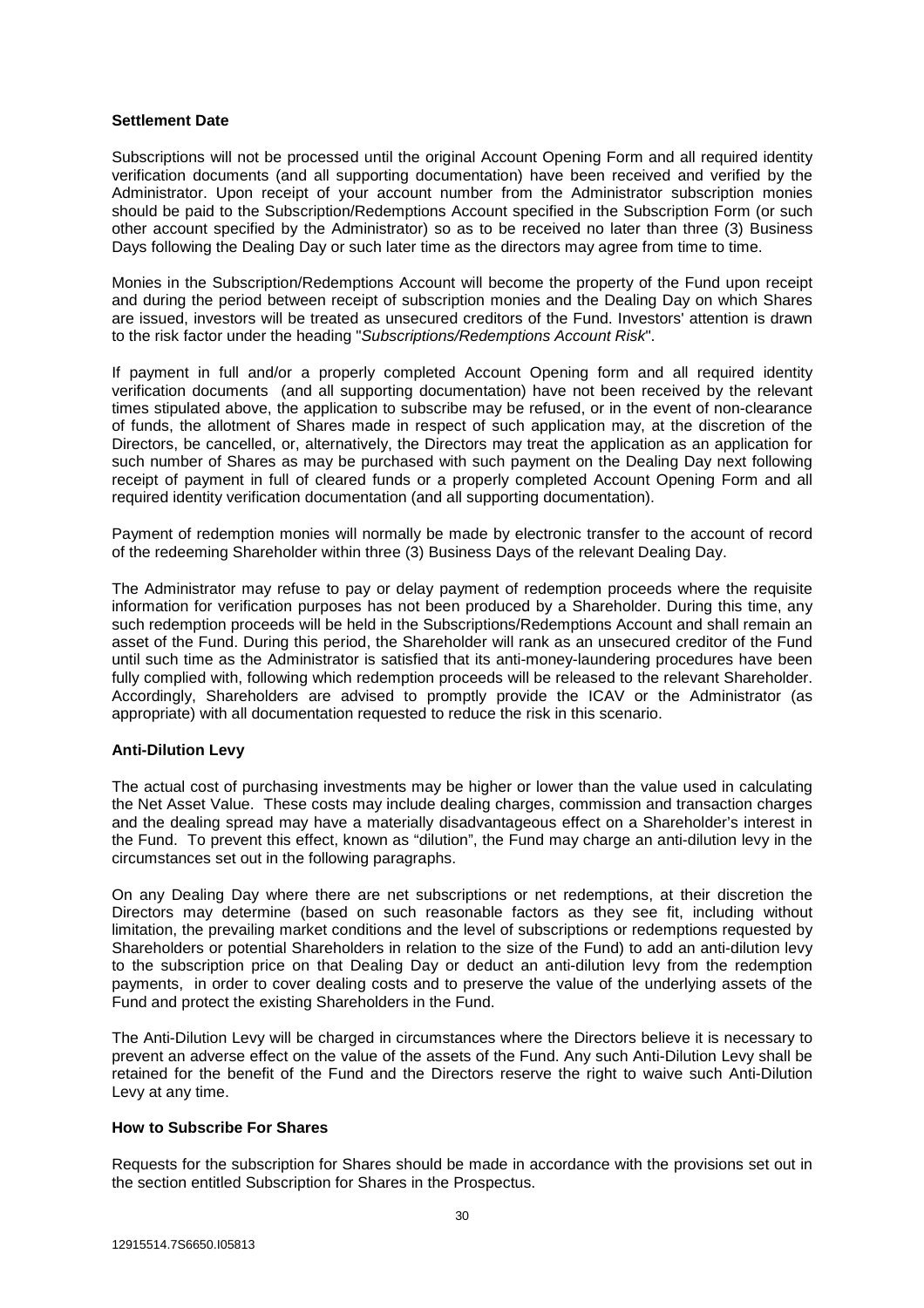**Settlement Date**

Subscriptions will not be processed until the original Account Opening Form and all required identity verification documents (and all supporting documentation) have been received and verified by the Administrator. Upon receipt of your account number from the Administrator subscription monies should be paid to the Subscription/Redemptions Account specified in the Subscription Form (or such other account specified by the Administrator) so as to be received no later than three (3) Business Days following the Dealing Day or such later time as the directors may agree from time to time.

Monies in the Subscription/Redemptions Account will become the property of the Fund upon receipt and during the period between receipt of subscription monies and the Dealing Day on which Shares are issued, investors will be treated as unsecured creditors of the Fund. Investors' attention is drawn to the risk factor under the heading "*Subscriptions/Redemptions Account Risk*".

If payment in full and/or a properly completed Account Opening form and all required identity verification documents (and all supporting documentation) have not been received by the relevant times stipulated above, the application to subscribe may be refused, or in the event of non-clearance of funds, the allotment of Shares made in respect of such application may, at the discretion of the Directors, be cancelled, or, alternatively, the Directors may treat the application as an application for such number of Shares as may be purchased with such payment on the Dealing Day next following receipt of payment in full of cleared funds or a properly completed Account Opening Form and all required identity verification documentation (and all supporting documentation).

Payment of redemption monies will normally be made by electronic transfer to the account of record of the redeeming Shareholder within three (3) Business Days of the relevant Dealing Day.

The Administrator may refuse to pay or delay payment of redemption proceeds where the requisite information for verification purposes has not been produced by a Shareholder. During this time, any such redemption proceeds will be held in the Subscriptions/Redemptions Account and shall remain an asset of the Fund. During this period, the Shareholder will rank as an unsecured creditor of the Fund until such time as the Administrator is satisfied that its anti-money-laundering procedures have been fully complied with, following which redemption proceeds will be released to the relevant Shareholder. Accordingly, Shareholders are advised to promptly provide the ICAV or the Administrator (as appropriate) with all documentation requested to reduce the risk in this scenario.

**Anti-Dilution Levy**

The actual cost of purchasing investments may be higher or lower than the value used in calculating the Net Asset Value. These costs may include dealing charges, commission and transaction charges and the dealing spread may have a materially disadvantageous effect on a Shareholder's interest in the Fund. To prevent this effect, known as "dilution", the Fund may charge an anti-dilution levy in the circumstances set out in the following paragraphs.

On any Dealing Day where there are net subscriptions or net redemptions, at their discretion the Directors may determine (based on such reasonable factors as they see fit, including without limitation, the prevailing market conditions and the level of subscriptions or redemptions requested by Shareholders or potential Shareholders in relation to the size of the Fund) to add an anti-dilution levy to the subscription price on that Dealing Day or deduct an anti-dilution levy from the redemption payments, in order to cover dealing costs and to preserve the value of the underlying assets of the Fund and protect the existing Shareholders in the Fund.

The Anti-Dilution Levy will be charged in circumstances where the Directors believe it is necessary to prevent an adverse effect on the value of the assets of the Fund. Any such Anti-Dilution Levy shall be retained for the benefit of the Fund and the Directors reserve the right to waive such Anti-Dilution Levy at any time.

**How to Subscribe For Shares**

Requests for the subscription for Shares should be made in accordance with the provisions set out in the section entitled Subscription for Shares in the Prospectus.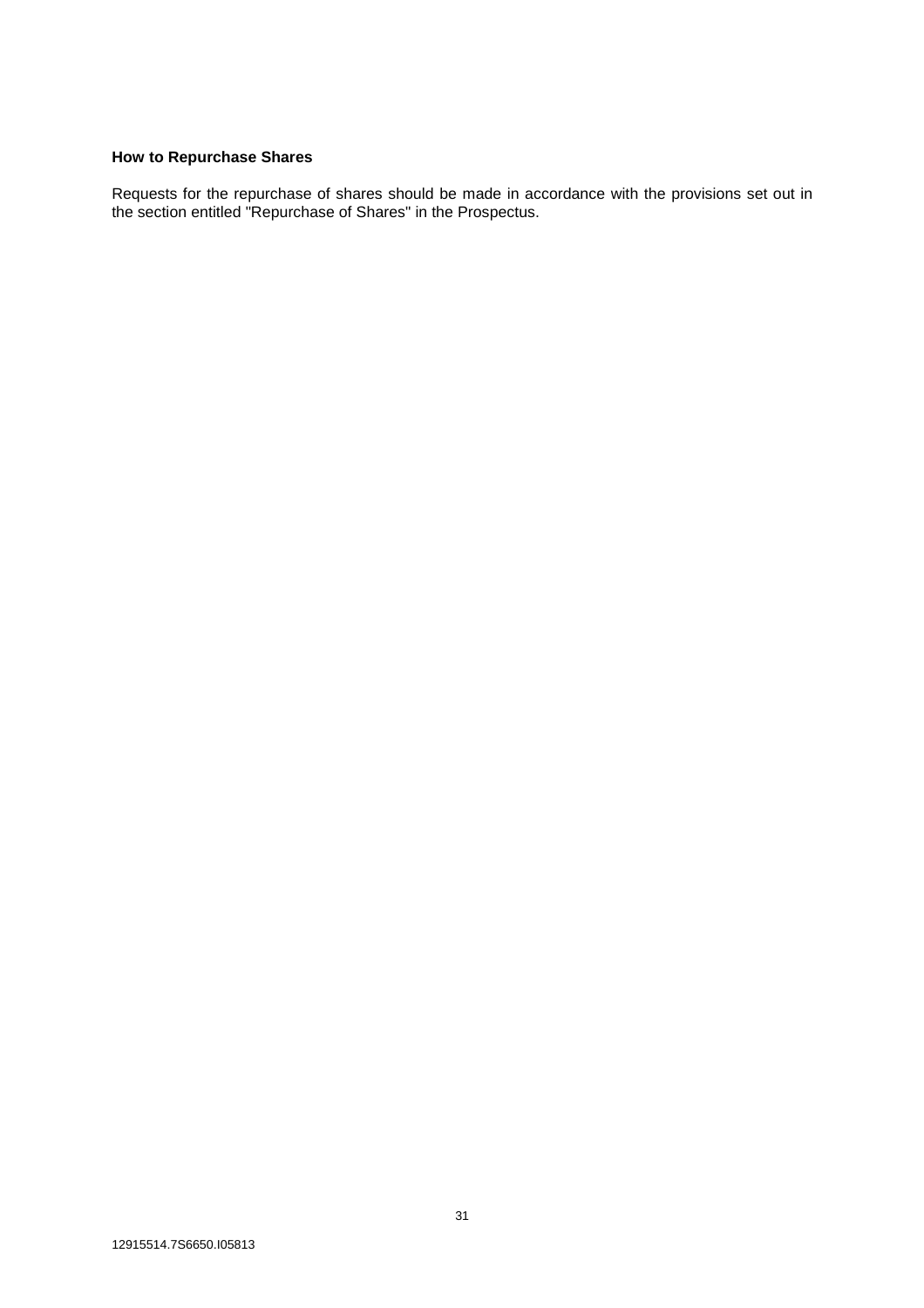**How to Repurchase Shares**

Requests for the repurchase of shares should be made in accordance with the provisions set out in the section entitled "Repurchase of Shares" in the Prospectus.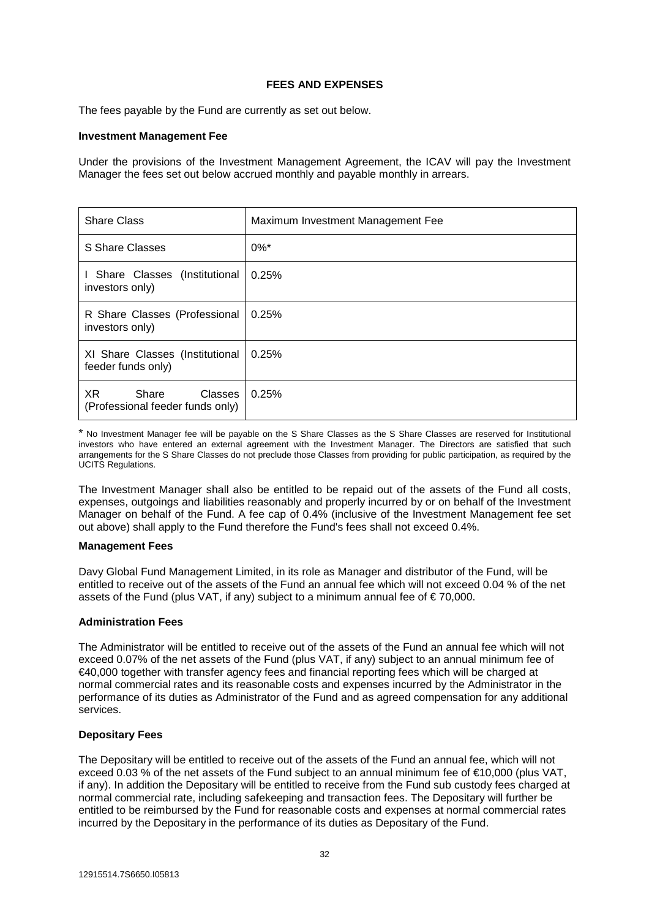## FEES AND EXPENSES

The fees payable by the Fund are currently as set out below.

**Investment Management Fee**

Under the provisions of the Investment Management Agreement, the ICAV will pay the Investment Manager the fees set out below accrued monthly and payable monthly in arrears.

| Share Class | Maximum Investment Management Fee |
|---|---|
| S Share Classes | 0%* |
| I Share Classes (Institutional investors only) | 0.25% |
| R Share Classes (Professional investors only) | 0.25% |
| XI Share Classes (Institutional feeder funds only) | 0.25% |
| XR Share Classes (Professional feeder funds only) | 0.25% |

* No Investment Manager fee will be payable on the S Share Classes as the S Share Classes are reserved for Institutional investors who have entered an external agreement with the Investment Manager. The Directors are satisfied that such arrangements for the S Share Classes do not preclude those Classes from providing for public participation, as required by the UCITS Regulations.

The Investment Manager shall also be entitled to be repaid out of the assets of the Fund all costs, expenses, outgoings and liabilities reasonably and properly incurred by or on behalf of the Investment Manager on behalf of the Fund. A fee cap of 0.4% (inclusive of the Investment Management fee set out above) shall apply to the Fund therefore the Fund's fees shall not exceed 0.4%.

**Management Fees**

Davy Global Fund Management Limited, in its role as Manager and distributor of the Fund, will be entitled to receive out of the assets of the Fund an annual fee which will not exceed 0.04 % of the net assets of the Fund (plus VAT, if any) subject to a minimum annual fee of € 70,000.

**Administration Fees**

The Administrator will be entitled to receive out of the assets of the Fund an annual fee which will not exceed 0.07% of the net assets of the Fund (plus VAT, if any) subject to an annual minimum fee of €40,000 together with transfer agency fees and financial reporting fees which will be charged at normal commercial rates and its reasonable costs and expenses incurred by the Administrator in the performance of its duties as Administrator of the Fund and as agreed compensation for any additional services.

**Depositary Fees**

The Depositary will be entitled to receive out of the assets of the Fund an annual fee, which will not exceed 0.03 % of the net assets of the Fund subject to an annual minimum fee of €10,000 (plus VAT, if any). In addition the Depositary will be entitled to receive from the Fund sub custody fees charged at normal commercial rate, including safekeeping and transaction fees. The Depositary will further be entitled to be reimbursed by the Fund for reasonable costs and expenses at normal commercial rates incurred by the Depositary in the performance of its duties as Depositary of the Fund.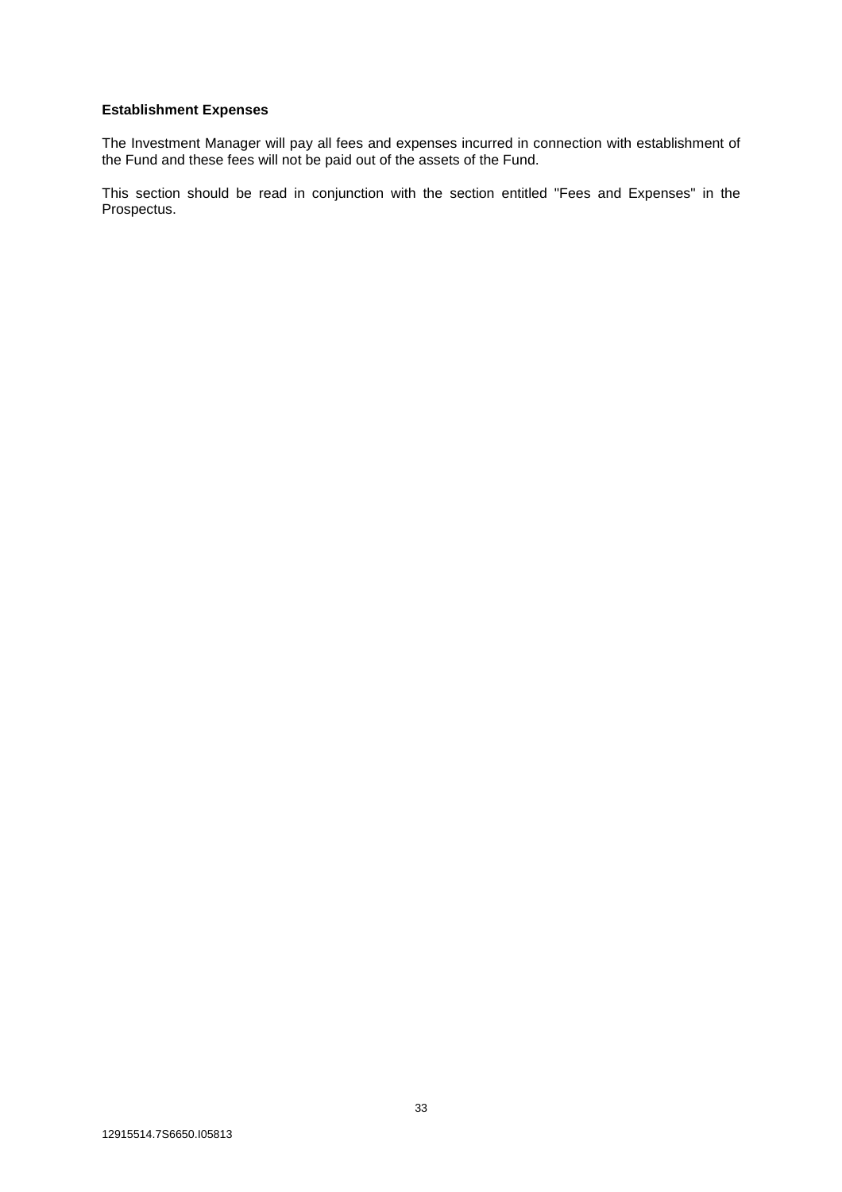**Establishment Expenses**

The Investment Manager will pay all fees and expenses incurred in connection with establishment of the Fund and these fees will not be paid out of the assets of the Fund.

This section should be read in conjunction with the section entitled "Fees and Expenses" in the Prospectus.